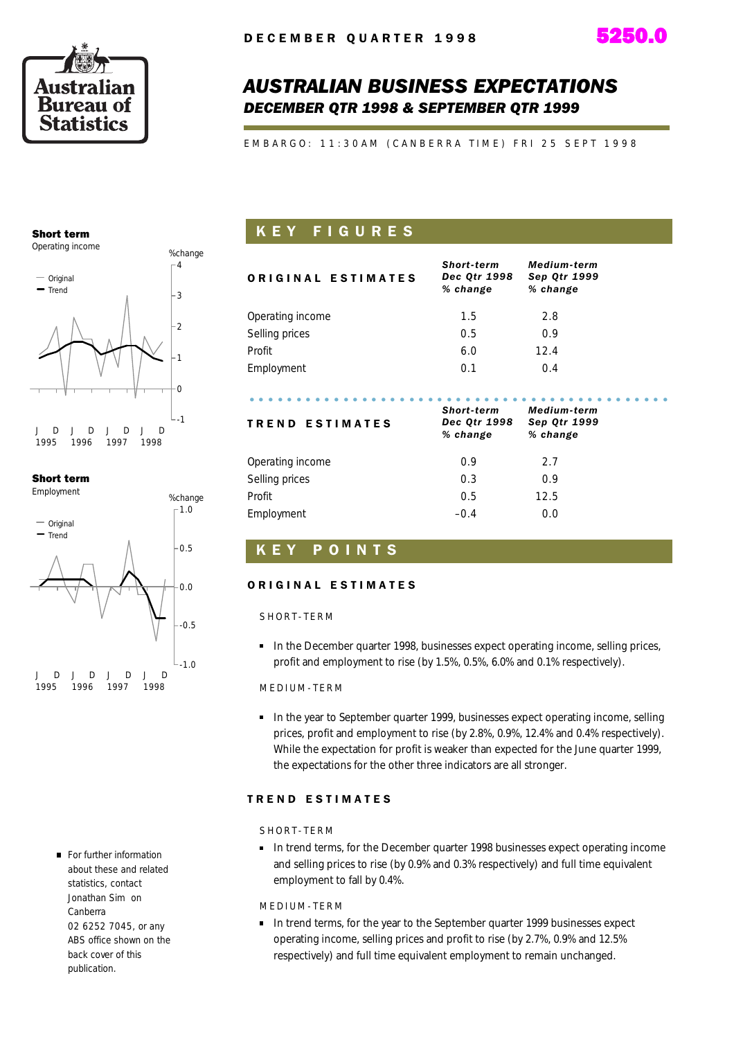DECEMBER QUARTER 1998

5250.0

# AUSTRALIAN BUSINESS EXPECTATIONS

## DECEMBER QTR 1998 & SEPTEMBER QTR 1999

EMBARGO: 11:30AM (CANBERRA TIME) FRI 25 SEPT 1998

**Short term**
Operating income

**Short term**
Employment

## KEY FIGURES

| ORIGINAL ESTIMATES | *Short-term Dec Qtr 1998 % change* | *Medium-term Sep Qtr 1999 % change* |
|---|---|---|
| Operating income | 1.5 | 2.8 |
| Selling prices | 0.5 | 0.9 |
| Profit | 6.0 | 12.4 |
| Employment | 0.1 | 0.4 |

| TREND ESTIMATES | *Short-term Dec Qtr 1998 % change* | *Medium-term Sep Qtr 1999 % change* |
|---|---|---|
| Operating income | 0.9 | 2.7 |
| Selling prices | 0.3 | 0.9 |
| Profit | 0.5 | 12.5 |
| Employment | –0.4 | 0.0 |

## KEY POINTS

### ORIGINAL ESTIMATES

SHORT-TERM

- In the December quarter 1998, businesses expect operating income, selling prices, profit and employment to rise (by 1.5%, 0.5%, 6.0% and 0.1% respectively).

MEDIUM-TERM

- In the year to September quarter 1999, businesses expect operating income, selling prices, profit and employment to rise (by 2.8%, 0.9%, 12.4% and 0.4% respectively). While the expectation for profit is weaker than expected for the June quarter 1999, the expectations for the other three indicators are all stronger.

### TREND ESTIMATES

SHORT-TERM

- In trend terms, for the December quarter 1998 businesses expect operating income and selling prices to rise (by 0.9% and 0.3% respectively) and full time equivalent employment to fall by 0.4%.

MEDIUM-TERM

- In trend terms, for the year to the September quarter 1999 businesses expect operating income, selling prices and profit to rise (by 2.7%, 0.9% and 12.5% respectively) and full time equivalent employment to remain unchanged.

- For further information about these and related statistics, contact Jonathan Sim on Canberra 02 6252 7045, or any ABS office shown on the back cover of this publication.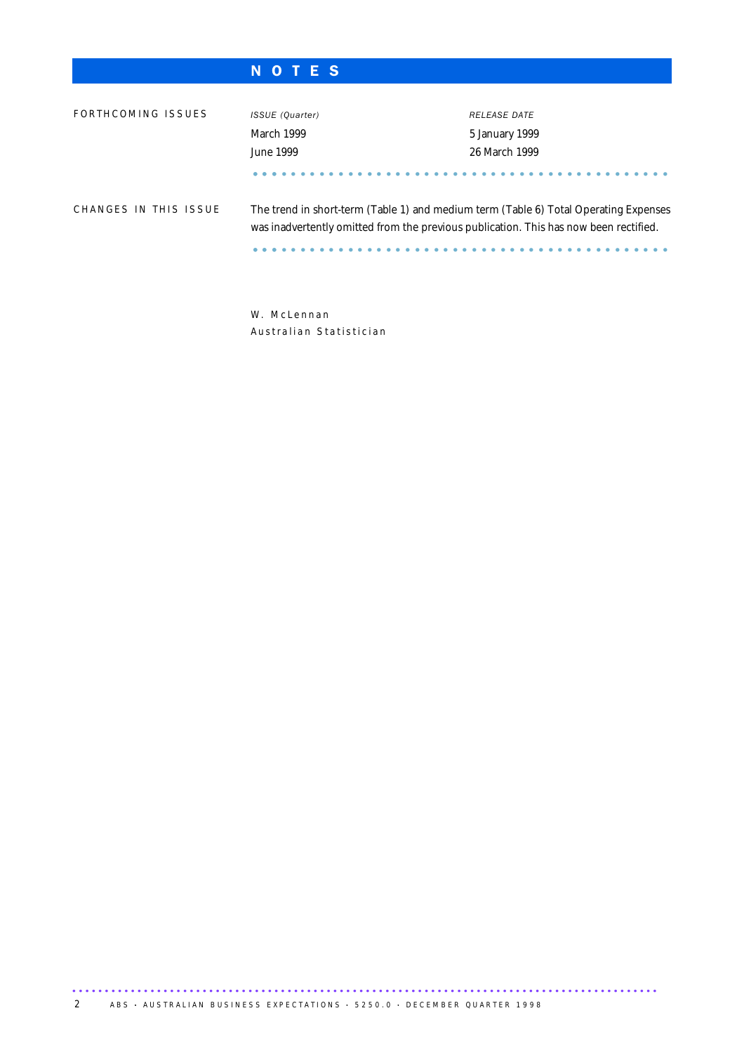# NOTES

FORTHCOMING ISSUES

| *ISSUE (Quarter)* | *RELEASE DATE* |
|---|---|
| March 1999 | 5 January 1999 |
| June 1999 | 26 March 1999 |

CHANGES IN THIS ISSUE

The trend in short-term (Table 1) and medium term (Table 6) Total Operating Expenses was inadvertently omitted from the previous publication. This has now been rectified.

W. McLennan
Australian Statistician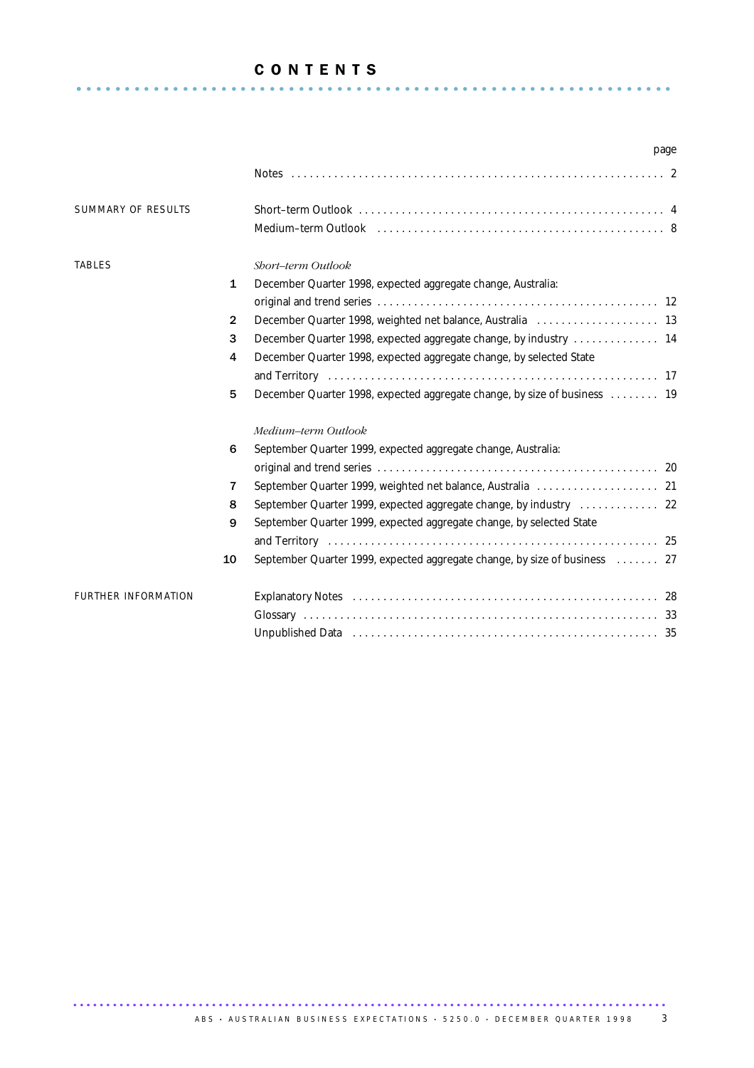# CONTENTS

| | | | page |
|---|---|---|---|
| | | Notes | 2 |
| SUMMARY OF RESULTS | | Short–term Outlook | 4 |
| | | Medium–term Outlook | 8 |
| TABLES | | *Short–term Outlook* | |
| | 1 | December Quarter 1998, expected aggregate change, Australia: original and trend series | 12 |
| | 2 | December Quarter 1998, weighted net balance, Australia | 13 |
| | 3 | December Quarter 1998, expected aggregate change, by industry | 14 |
| | 4 | December Quarter 1998, expected aggregate change, by selected State and Territory | 17 |
| | 5 | December Quarter 1998, expected aggregate change, by size of business | 19 |
| | | *Medium–term Outlook* | |
| | 6 | September Quarter 1999, expected aggregate change, Australia: original and trend series | 20 |
| | 7 | September Quarter 1999, weighted net balance, Australia | 21 |
| | 8 | September Quarter 1999, expected aggregate change, by industry | 22 |
| | 9 | September Quarter 1999, expected aggregate change, by selected State and Territory | 25 |
| | 10 | September Quarter 1999, expected aggregate change, by size of business | 27 |
| FURTHER INFORMATION | | Explanatory Notes | 28 |
| | | Glossary | 33 |
| | | Unpublished Data | 35 |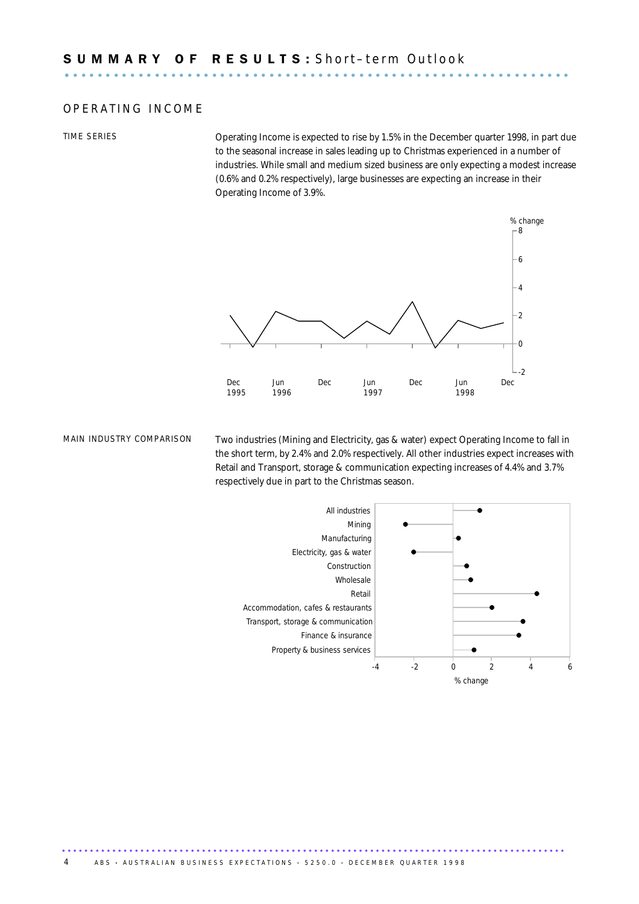# SUMMARY OF RESULTS: Short–term Outlook

## OPERATING INCOME

### TIME SERIES

Operating Income is expected to rise by 1.5% in the December quarter 1998, in part due to the seasonal increase in sales leading up to Christmas experienced in a number of industries. While small and medium sized business are only expecting a modest increase (0.6% and 0.2% respectively), large businesses are expecting an increase in their Operating Income of 3.9%.

### MAIN INDUSTRY COMPARISON

Two industries (Mining and Electricity, gas & water) expect Operating Income to fall in the short term, by 2.4% and 2.0% respectively. All other industries expect increases with Retail and Transport, storage & communication expecting increases of 4.4% and 3.7% respectively due in part to the Christmas season.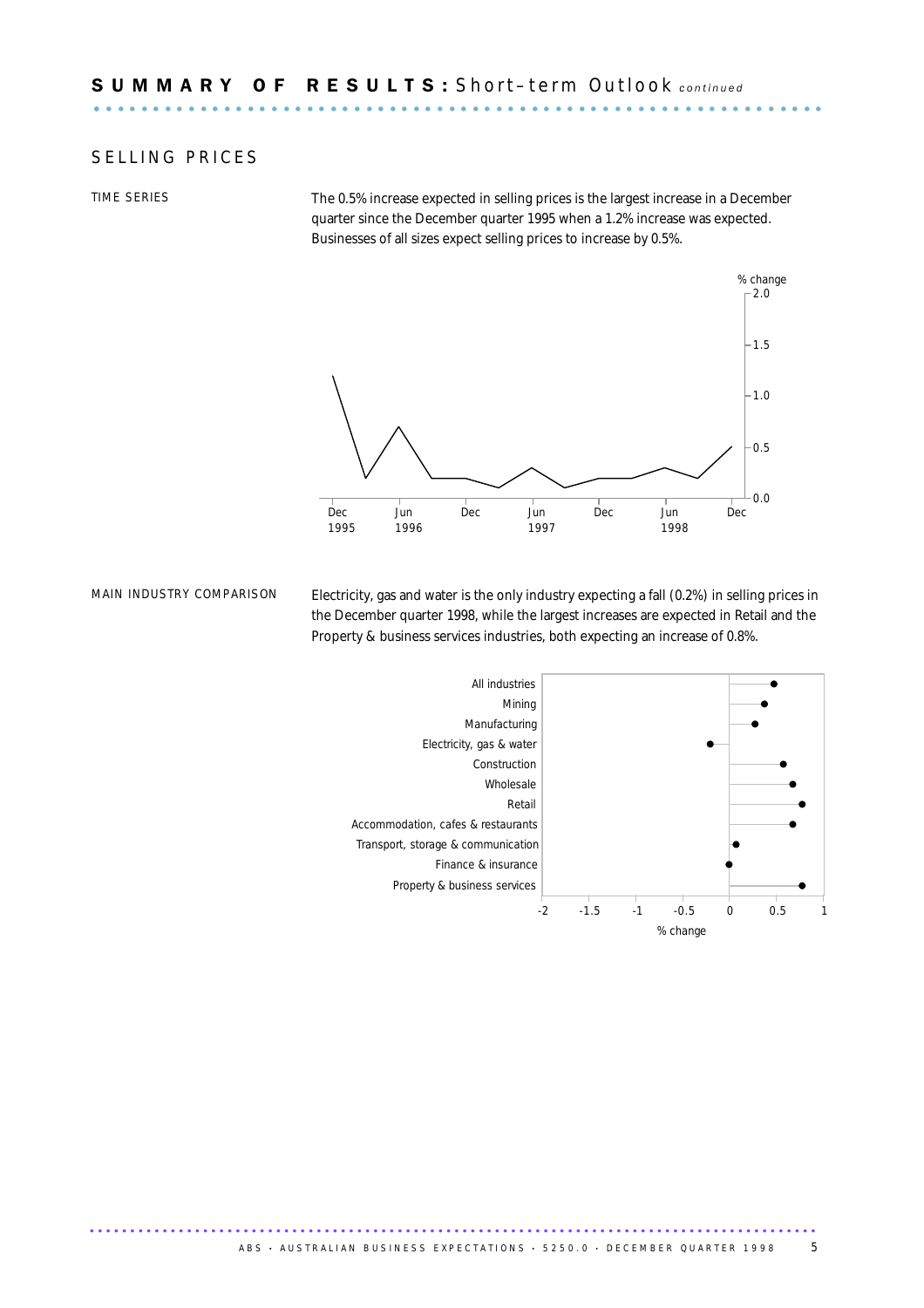# SUMMARY OF RESULTS: Short-term Outlook *continued*

## SELLING PRICES

TIME SERIES

The 0.5% increase expected in selling prices is the largest increase in a December quarter since the December quarter 1995 when a 1.2% increase was expected. Businesses of all sizes expect selling prices to increase by 0.5%.

MAIN INDUSTRY COMPARISON

Electricity, gas and water is the only industry expecting a fall (0.2%) in selling prices in the December quarter 1998, while the largest increases are expected in Retail and the Property & business services industries, both expecting an increase of 0.8%.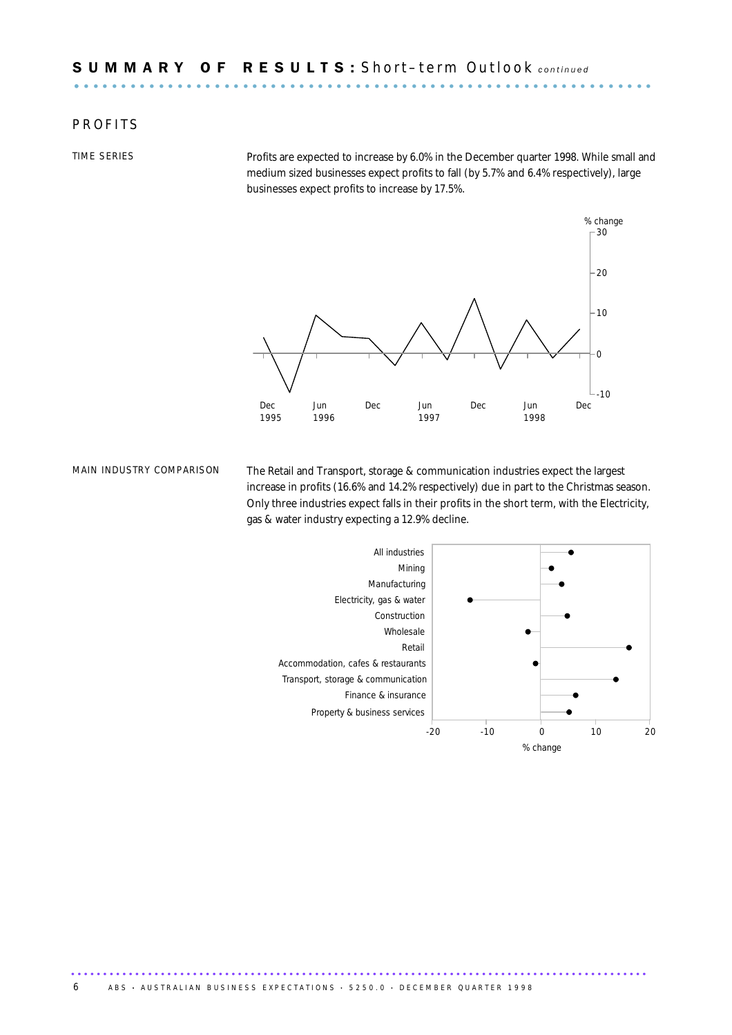## SUMMARY OF RESULTS: Short-term Outlook *continued*

### PROFITS

TIME SERIES

Profits are expected to increase by 6.0% in the December quarter 1998. While small and medium sized businesses expect profits to fall (by 5.7% and 6.4% respectively), large businesses expect profits to increase by 17.5%.

MAIN INDUSTRY COMPARISON

The Retail and Transport, storage & communication industries expect the largest increase in profits (16.6% and 14.2% respectively) due in part to the Christmas season. Only three industries expect falls in their profits in the short term, with the Electricity, gas & water industry expecting a 12.9% decline.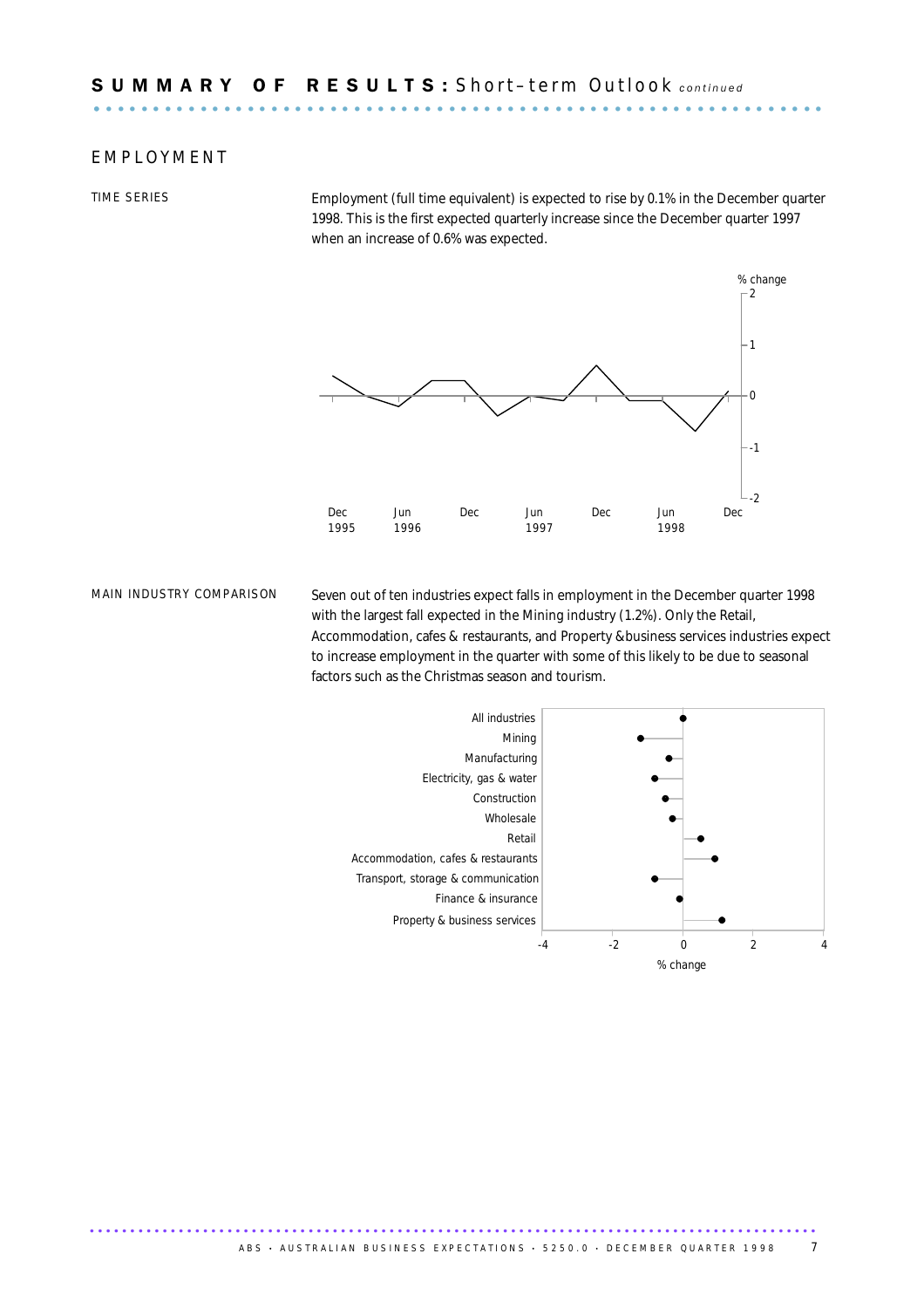# SUMMARY OF RESULTS: Short-term Outlook *continued*

## EMPLOYMENT

### TIME SERIES

Employment (full time equivalent) is expected to rise by 0.1% in the December quarter 1998. This is the first expected quarterly increase since the December quarter 1997 when an increase of 0.6% was expected.

### MAIN INDUSTRY COMPARISON

Seven out of ten industries expect falls in employment in the December quarter 1998 with the largest fall expected in the Mining industry (1.2%). Only the Retail, Accommodation, cafes & restaurants, and Property &business services industries expect to increase employment in the quarter with some of this likely to be due to seasonal factors such as the Christmas season and tourism.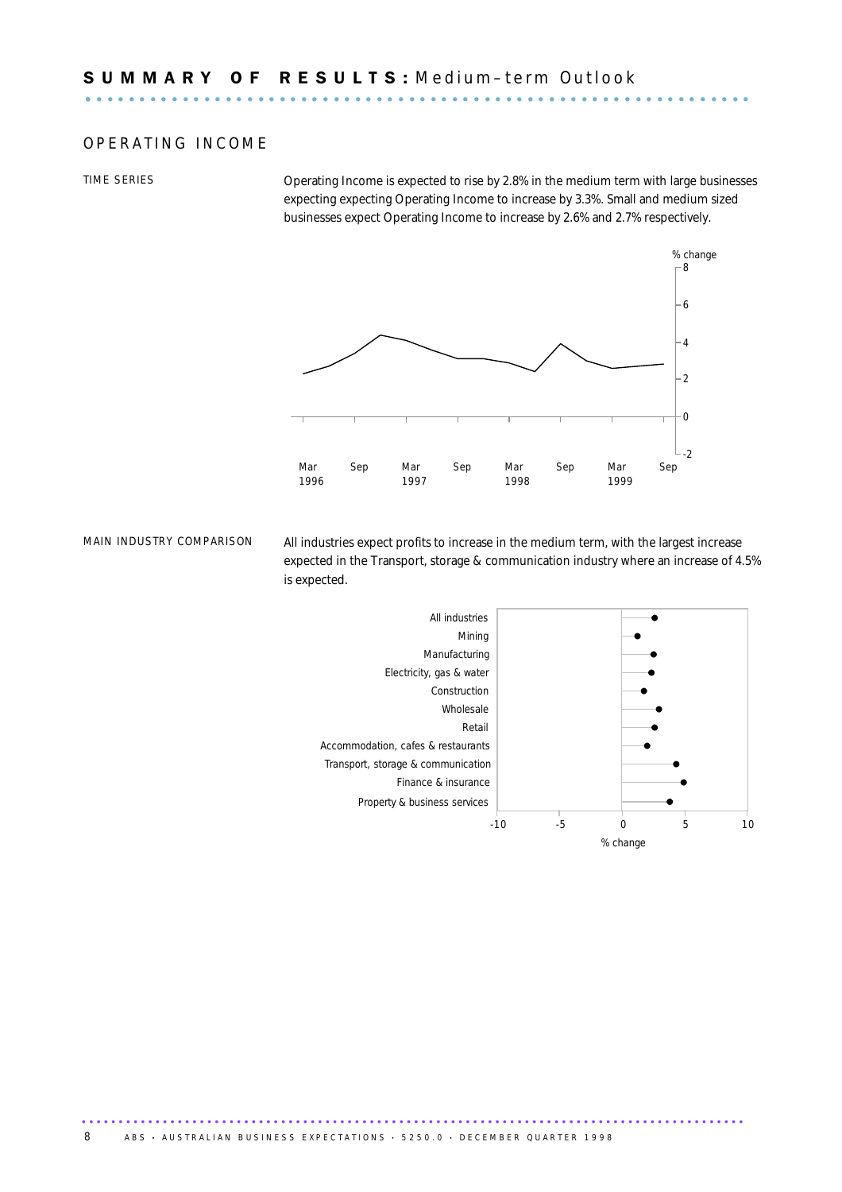# SUMMARY OF RESULTS: Medium–term Outlook

## OPERATING INCOME

### TIME SERIES

Operating Income is expected to rise by 2.8% in the medium term with large businesses expecting expecting Operating Income to increase by 3.3%. Small and medium sized businesses expect Operating Income to increase by 2.6% and 2.7% respectively.

### MAIN INDUSTRY COMPARISON

All industries expect profits to increase in the medium term, with the largest increase expected in the Transport, storage & communication industry where an increase of 4.5% is expected.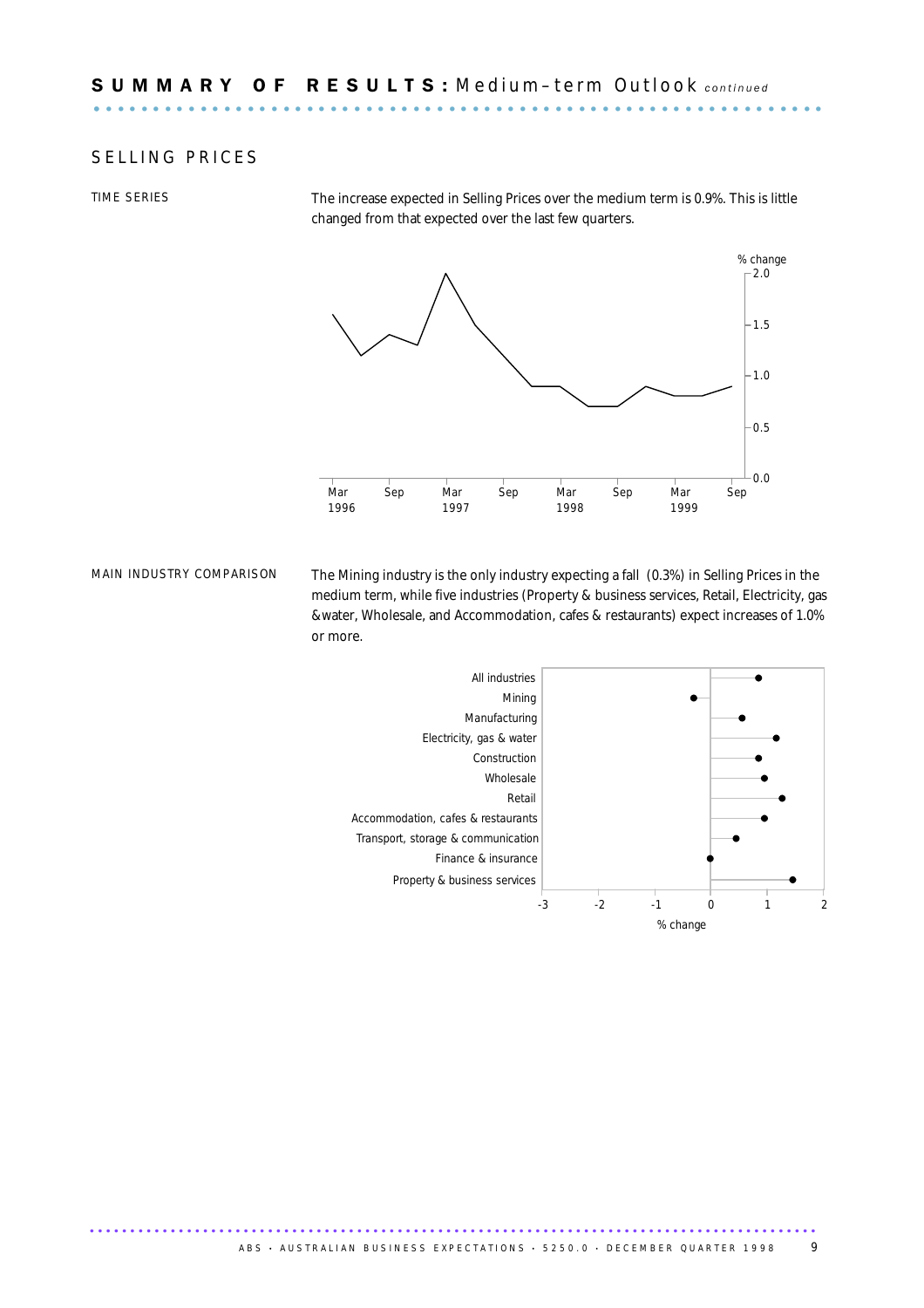# SUMMARY OF RESULTS: Medium–term Outlook *continued*

## SELLING PRICES

TIME SERIES

The increase expected in Selling Prices over the medium term is 0.9%. This is little changed from that expected over the last few quarters.

MAIN INDUSTRY COMPARISON

The Mining industry is the only industry expecting a fall (0.3%) in Selling Prices in the medium term, while five industries (Property & business services, Retail, Electricity, gas &water, Wholesale, and Accommodation, cafes & restaurants) expect increases of 1.0% or more.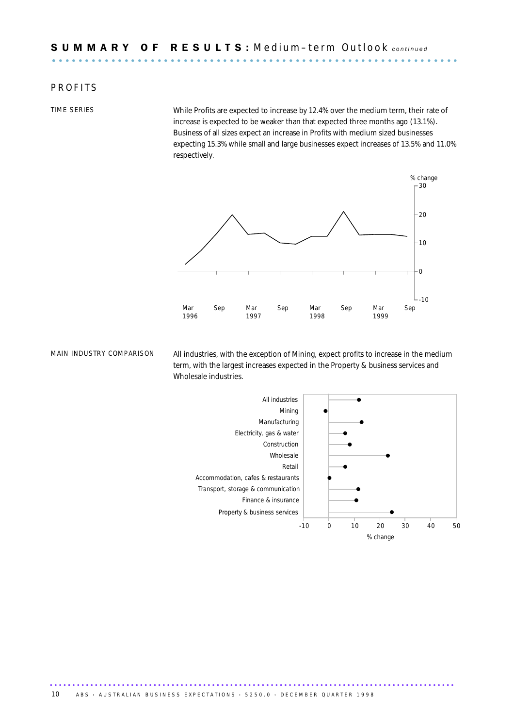## SUMMARY OF RESULTS: Medium–term Outlook *continued*

### PROFITS

#### TIME SERIES

While Profits are expected to increase by 12.4% over the medium term, their rate of increase is expected to be weaker than that expected three months ago (13.1%). Business of all sizes expect an increase in Profits with medium sized businesses expecting 15.3% while small and large businesses expect increases of 13.5% and 11.0% respectively.

#### MAIN INDUSTRY COMPARISON

All industries, with the exception of Mining, expect profits to increase in the medium term, with the largest increases expected in the Property & business services and Wholesale industries.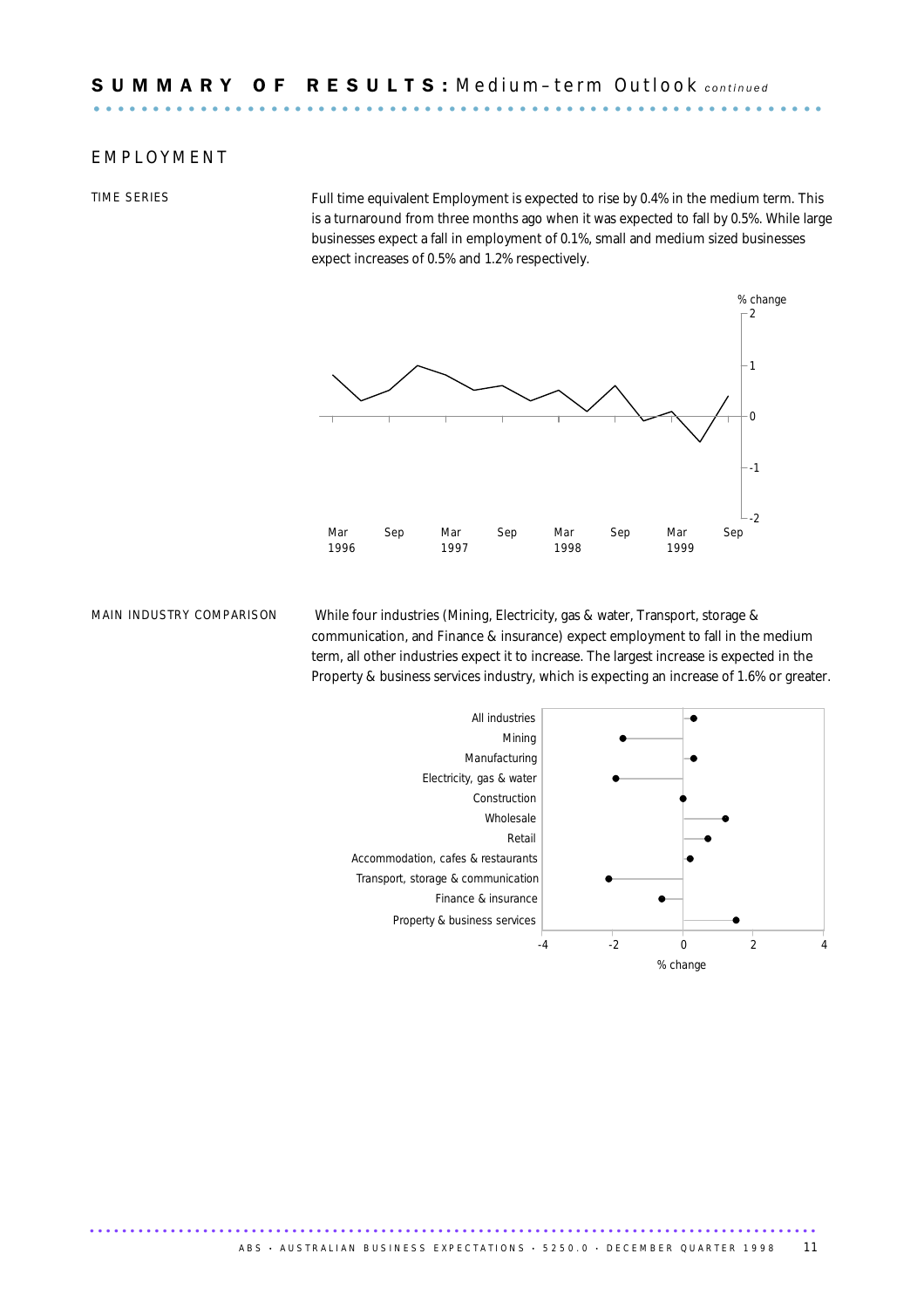## SUMMARY OF RESULTS: Medium–term Outlook *continued*

### EMPLOYMENT

TIME SERIES

Full time equivalent Employment is expected to rise by 0.4% in the medium term. This is a turnaround from three months ago when it was expected to fall by 0.5%. While large businesses expect a fall in employment of 0.1%, small and medium sized businesses expect increases of 0.5% and 1.2% respectively.

MAIN INDUSTRY COMPARISON

While four industries (Mining, Electricity, gas & water, Transport, storage & communication, and Finance & insurance) expect employment to fall in the medium term, all other industries expect it to increase. The largest increase is expected in the Property & business services industry, which is expecting an increase of 1.6% or greater.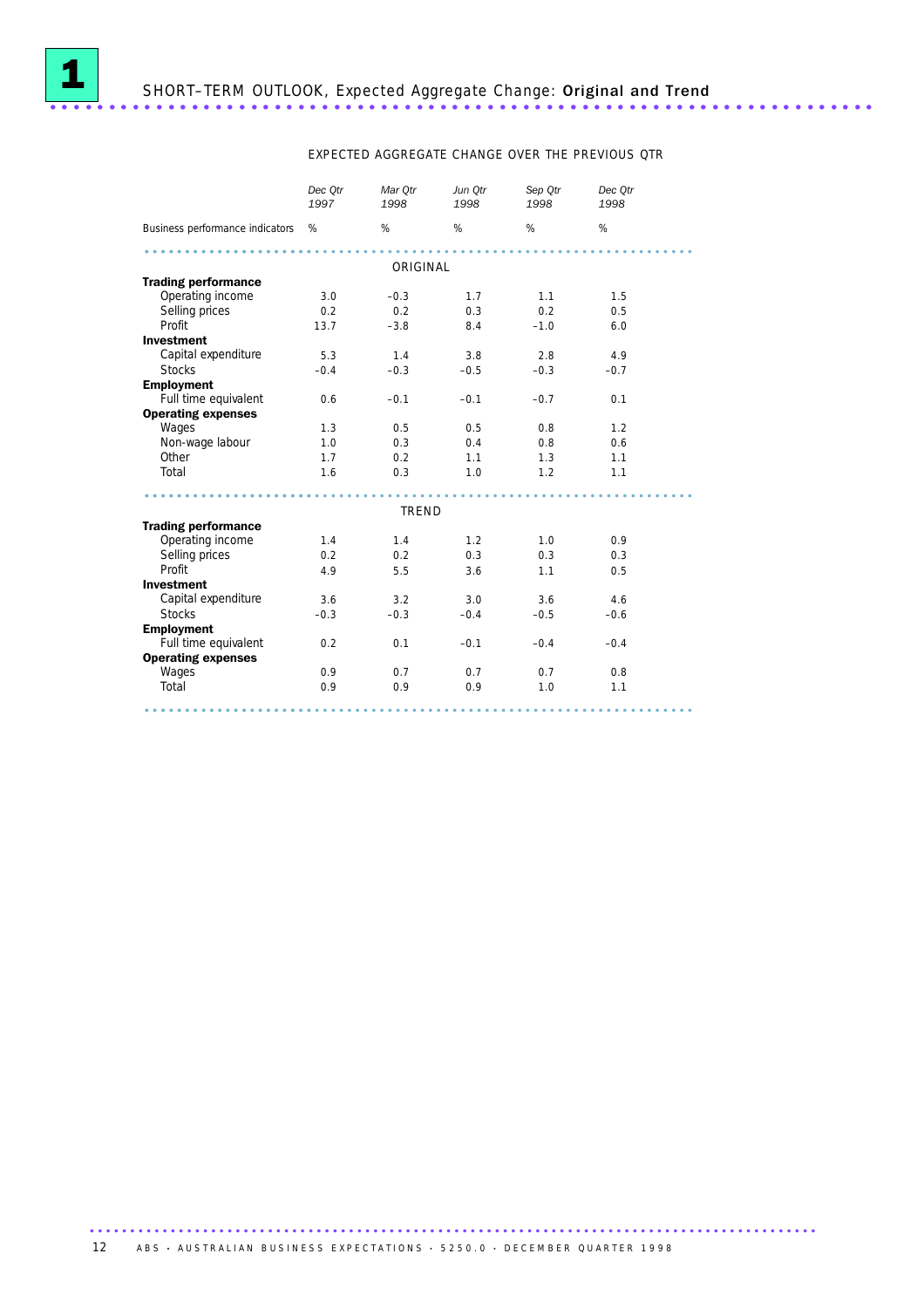# 1 SHORT–TERM OUTLOOK, Expected Aggregate Change: **Original and Trend**

EXPECTED AGGREGATE CHANGE OVER THE PREVIOUS QTR

| Business performance indicators | *Dec Qtr 1997* % | *Mar Qtr 1998* % | *Jun Qtr 1998* % | *Sep Qtr 1998* % | *Dec Qtr 1998* % |
|---|---|---|---|---|---|
| | | | ORIGINAL | | |
| **Trading performance** | | | | | |
| Operating income | 3.0 | –0.3 | 1.7 | 1.1 | 1.5 |
| Selling prices | 0.2 | 0.2 | 0.3 | 0.2 | 0.5 |
| Profit | 13.7 | –3.8 | 8.4 | –1.0 | 6.0 |
| **Investment** | | | | | |
| Capital expenditure | 5.3 | 1.4 | 3.8 | 2.8 | 4.9 |
| Stocks | –0.4 | –0.3 | –0.5 | –0.3 | –0.7 |
| **Employment** | | | | | |
| Full time equivalent | 0.6 | –0.1 | –0.1 | –0.7 | 0.1 |
| **Operating expenses** | | | | | |
| Wages | 1.3 | 0.5 | 0.5 | 0.8 | 1.2 |
| Non-wage labour | 1.0 | 0.3 | 0.4 | 0.8 | 0.6 |
| Other | 1.7 | 0.2 | 1.1 | 1.3 | 1.1 |
| Total | 1.6 | 0.3 | 1.0 | 1.2 | 1.1 |
| | | | TREND | | |
| **Trading performance** | | | | | |
| Operating income | 1.4 | 1.4 | 1.2 | 1.0 | 0.9 |
| Selling prices | 0.2 | 0.2 | 0.3 | 0.3 | 0.3 |
| Profit | 4.9 | 5.5 | 3.6 | 1.1 | 0.5 |
| **Investment** | | | | | |
| Capital expenditure | 3.6 | 3.2 | 3.0 | 3.6 | 4.6 |
| Stocks | –0.3 | –0.3 | –0.4 | –0.5 | –0.6 |
| **Employment** | | | | | |
| Full time equivalent | 0.2 | 0.1 | –0.1 | –0.4 | –0.4 |
| **Operating expenses** | | | | | |
| Wages | 0.9 | 0.7 | 0.7 | 0.7 | 0.8 |
| Total | 0.9 | 0.9 | 0.9 | 1.0 | 1.1 |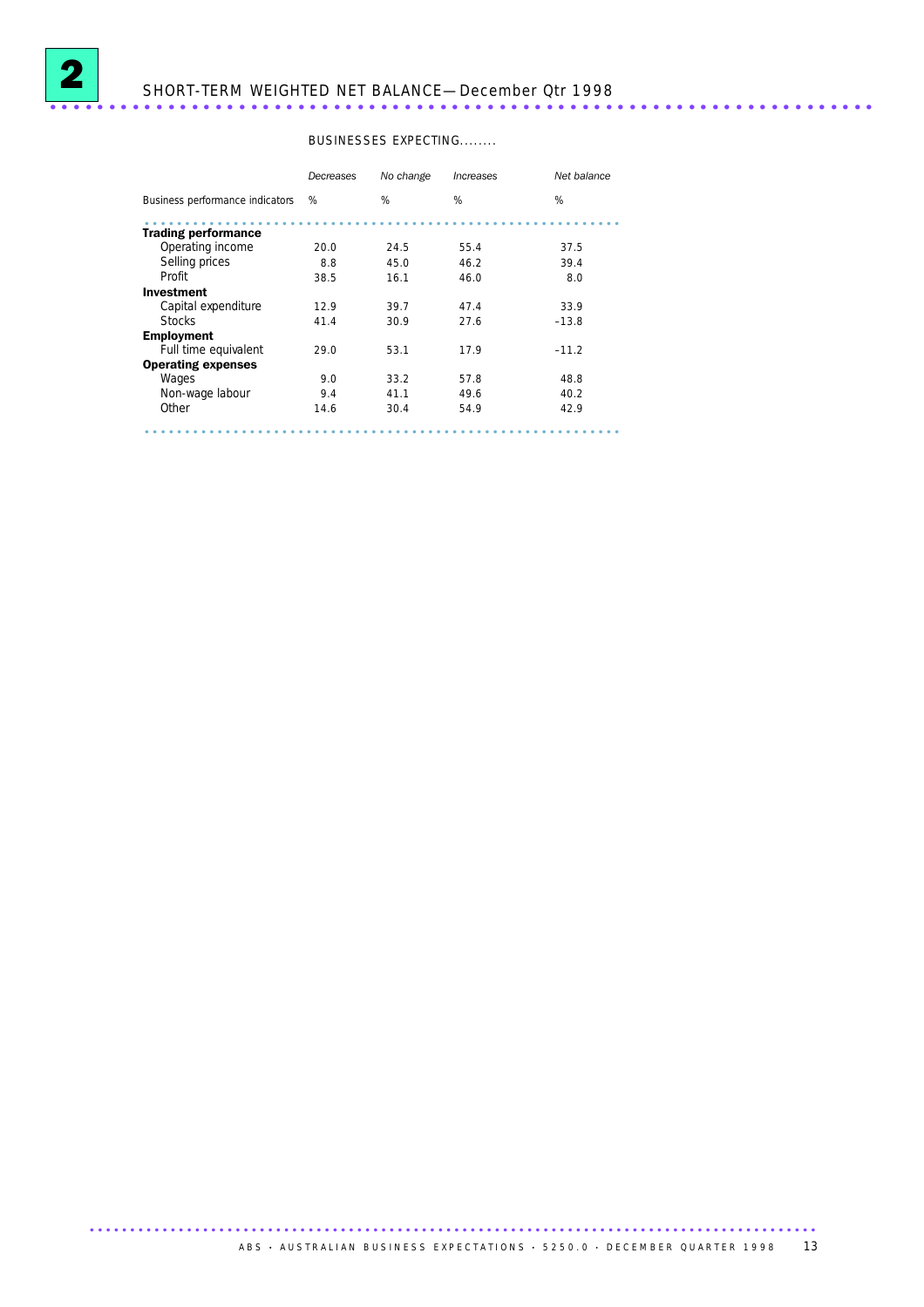## 2 SHORT-TERM WEIGHTED NET BALANCE—December Qtr 1998

| | BUSINESSES EXPECTING........ | | | |
|---|---|---|---|---|
| | *Decreases* | *No change* | *Increases* | *Net balance* |
| Business performance indicators | % | % | % | % |
| **Trading performance** | | | | |
| Operating income | 20.0 | 24.5 | 55.4 | 37.5 |
| Selling prices | 8.8 | 45.0 | 46.2 | 39.4 |
| Profit | 38.5 | 16.1 | 46.0 | 8.0 |
| **Investment** | | | | |
| Capital expenditure | 12.9 | 39.7 | 47.4 | 33.9 |
| Stocks | 41.4 | 30.9 | 27.6 | −13.8 |
| **Employment** | | | | |
| Full time equivalent | 29.0 | 53.1 | 17.9 | −11.2 |
| **Operating expenses** | | | | |
| Wages | 9.0 | 33.2 | 57.8 | 48.8 |
| Non-wage labour | 9.4 | 41.1 | 49.6 | 40.2 |
| Other | 14.6 | 30.4 | 54.9 | 42.9 |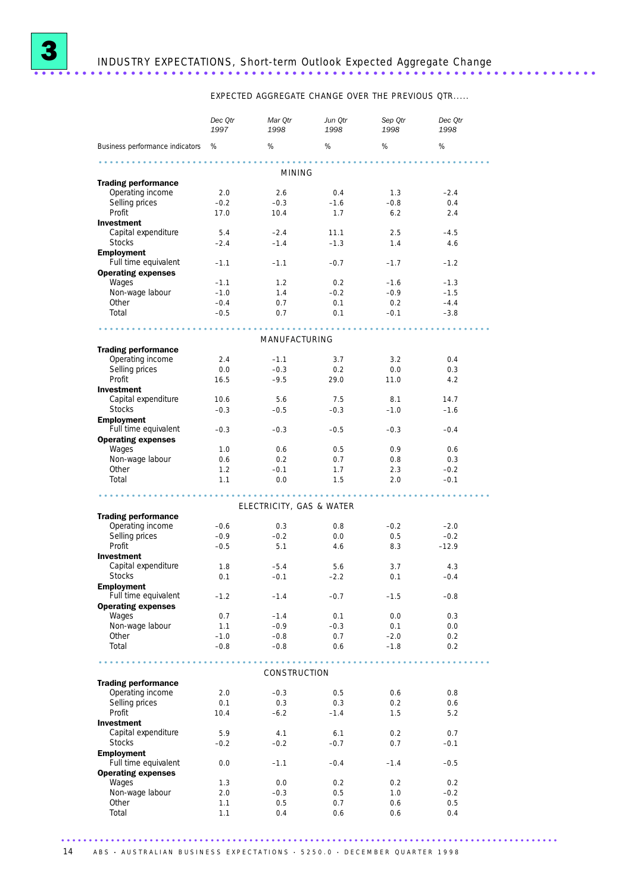# 3 INDUSTRY EXPECTATIONS, Short-term Outlook Expected Aggregate Change

EXPECTED AGGREGATE CHANGE OVER THE PREVIOUS QTR.....

| Business performance indicators | Dec Qtr 1997 % | Mar Qtr 1998 % | Jun Qtr 1998 % | Sep Qtr 1998 % | Dec Qtr 1998 % |
|---|---|---|---|---|---|
| **MINING** | | | | | |
| **Trading performance** | | | | | |
| Operating income | 2.0 | 2.6 | 0.4 | 1.3 | -2.4 |
| Selling prices | -0.2 | -0.3 | -1.6 | -0.8 | 0.4 |
| Profit | 17.0 | 10.4 | 1.7 | 6.2 | 2.4 |
| **Investment** | | | | | |
| Capital expenditure | 5.4 | -2.4 | 11.1 | 2.5 | -4.5 |
| Stocks | -2.4 | -1.4 | -1.3 | 1.4 | 4.6 |
| **Employment** | | | | | |
| Full time equivalent | -1.1 | -1.1 | -0.7 | -1.7 | -1.2 |
| **Operating expenses** | | | | | |
| Wages | -1.1 | 1.2 | 0.2 | -1.6 | -1.3 |
| Non-wage labour | -1.0 | 1.4 | -0.2 | -0.9 | -1.5 |
| Other | -0.4 | 0.7 | 0.1 | 0.2 | -4.4 |
| Total | -0.5 | 0.7 | 0.1 | -0.1 | -3.8 |
| **MANUFACTURING** | | | | | |
| **Trading performance** | | | | | |
| Operating income | 2.4 | -1.1 | 3.7 | 3.2 | 0.4 |
| Selling prices | 0.0 | -0.3 | 0.2 | 0.0 | 0.3 |
| Profit | 16.5 | -9.5 | 29.0 | 11.0 | 4.2 |
| **Investment** | | | | | |
| Capital expenditure | 10.6 | 5.6 | 7.5 | 8.1 | 14.7 |
| Stocks | -0.3 | -0.5 | -0.3 | -1.0 | -1.6 |
| **Employment** | | | | | |
| Full time equivalent | -0.3 | -0.3 | -0.5 | -0.3 | -0.4 |
| **Operating expenses** | | | | | |
| Wages | 1.0 | 0.6 | 0.5 | 0.9 | 0.6 |
| Non-wage labour | 0.6 | 0.2 | 0.7 | 0.8 | 0.3 |
| Other | 1.2 | -0.1 | 1.7 | 2.3 | -0.2 |
| Total | 1.1 | 0.0 | 1.5 | 2.0 | -0.1 |
| **ELECTRICITY, GAS & WATER** | | | | | |
| **Trading performance** | | | | | |
| Operating income | -0.6 | 0.3 | 0.8 | -0.2 | -2.0 |
| Selling prices | -0.9 | -0.2 | 0.0 | 0.5 | -0.2 |
| Profit | -0.5 | 5.1 | 4.6 | 8.3 | -12.9 |
| **Investment** | | | | | |
| Capital expenditure | 1.8 | -5.4 | 5.6 | 3.7 | 4.3 |
| Stocks | 0.1 | -0.1 | -2.2 | 0.1 | -0.4 |
| **Employment** | | | | | |
| Full time equivalent | -1.2 | -1.4 | -0.7 | -1.5 | -0.8 |
| **Operating expenses** | | | | | |
| Wages | 0.7 | -1.4 | 0.1 | 0.0 | 0.3 |
| Non-wage labour | 1.1 | -0.9 | -0.3 | 0.1 | 0.0 |
| Other | -1.0 | -0.8 | 0.7 | -2.0 | 0.2 |
| Total | -0.8 | -0.8 | 0.6 | -1.8 | 0.2 |
| **CONSTRUCTION** | | | | | |
| **Trading performance** | | | | | |
| Operating income | 2.0 | -0.3 | 0.5 | 0.6 | 0.8 |
| Selling prices | 0.1 | 0.3 | 0.3 | 0.2 | 0.6 |
| Profit | 10.4 | -6.2 | -1.4 | 1.5 | 5.2 |
| **Investment** | | | | | |
| Capital expenditure | 5.9 | 4.1 | 6.1 | 0.2 | 0.7 |
| Stocks | -0.2 | -0.2 | -0.7 | 0.7 | -0.1 |
| **Employment** | | | | | |
| Full time equivalent | 0.0 | -1.1 | -0.4 | -1.4 | -0.5 |
| **Operating expenses** | | | | | |
| Wages | 1.3 | 0.0 | 0.2 | 0.2 | 0.2 |
| Non-wage labour | 2.0 | -0.3 | 0.5 | 1.0 | -0.2 |
| Other | 1.1 | 0.5 | 0.7 | 0.6 | 0.5 |
| Total | 1.1 | 0.4 | 0.6 | 0.6 | 0.4 |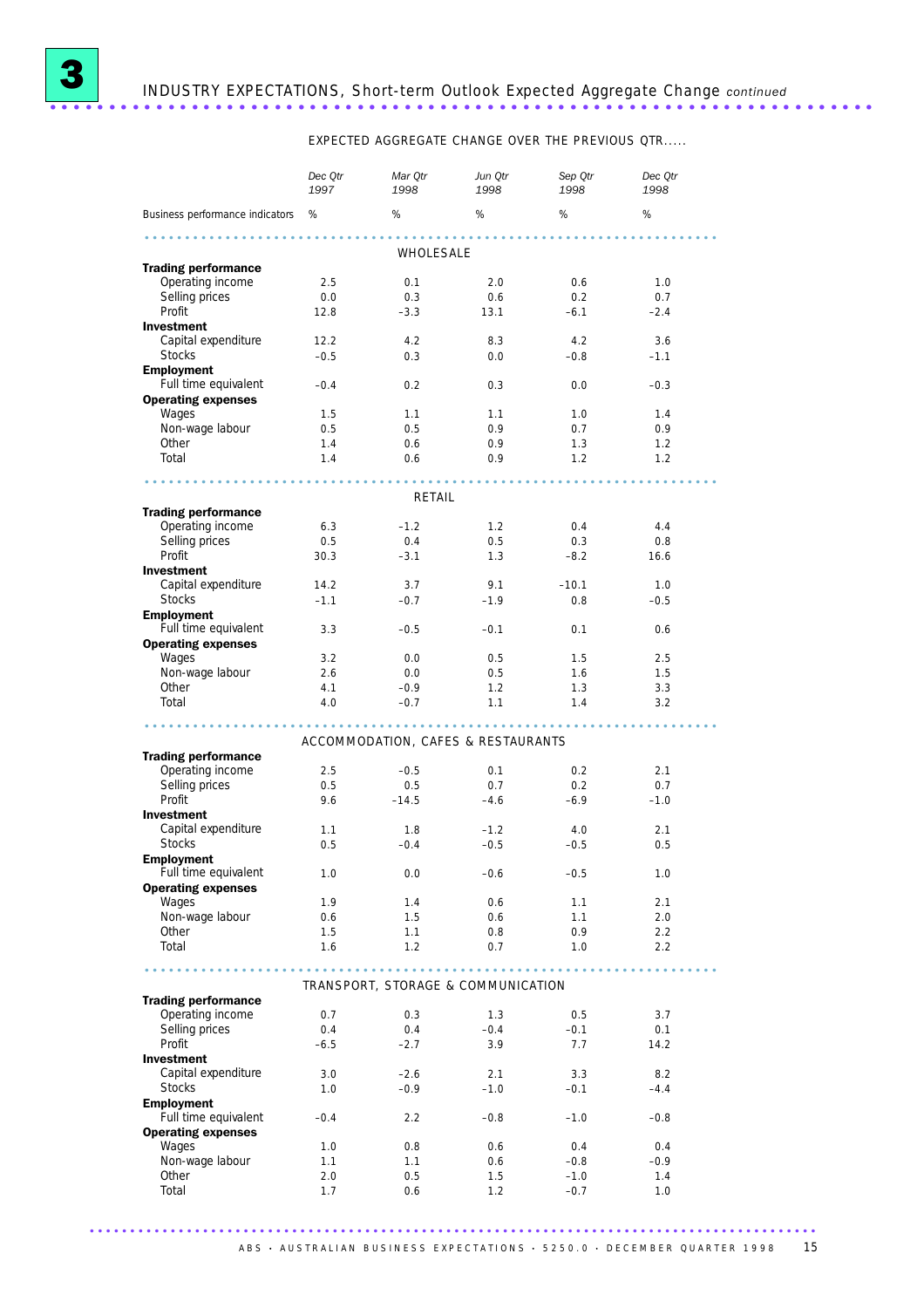# 3 INDUSTRY EXPECTATIONS, Short-term Outlook Expected Aggregate Change *continued*

EXPECTED AGGREGATE CHANGE OVER THE PREVIOUS QTR.....

| Business performance indicators | *Dec Qtr 1997* % | *Mar Qtr 1998* % | *Jun Qtr 1998* % | *Sep Qtr 1998* % | *Dec Qtr 1998* % |
|---|---|---|---|---|---|
| | | | WHOLESALE | | |
| **Trading performance** | | | | | |
| Operating income | 2.5 | 0.1 | 2.0 | 0.6 | 1.0 |
| Selling prices | 0.0 | 0.3 | 0.6 | 0.2 | 0.7 |
| Profit | 12.8 | -3.3 | 13.1 | -6.1 | -2.4 |
| **Investment** | | | | | |
| Capital expenditure | 12.2 | 4.2 | 8.3 | 4.2 | 3.6 |
| Stocks | -0.5 | 0.3 | 0.0 | -0.8 | -1.1 |
| **Employment** | | | | | |
| Full time equivalent | -0.4 | 0.2 | 0.3 | 0.0 | -0.3 |
| **Operating expenses** | | | | | |
| Wages | 1.5 | 1.1 | 1.1 | 1.0 | 1.4 |
| Non-wage labour | 0.5 | 0.5 | 0.9 | 0.7 | 0.9 |
| Other | 1.4 | 0.6 | 0.9 | 1.3 | 1.2 |
| Total | 1.4 | 0.6 | 0.9 | 1.2 | 1.2 |
| | | | RETAIL | | |
| **Trading performance** | | | | | |
| Operating income | 6.3 | -1.2 | 1.2 | 0.4 | 4.4 |
| Selling prices | 0.5 | 0.4 | 0.5 | 0.3 | 0.8 |
| Profit | 30.3 | -3.1 | 1.3 | -8.2 | 16.6 |
| **Investment** | | | | | |
| Capital expenditure | 14.2 | 3.7 | 9.1 | -10.1 | 1.0 |
| Stocks | -1.1 | -0.7 | -1.9 | 0.8 | -0.5 |
| **Employment** | | | | | |
| Full time equivalent | 3.3 | -0.5 | -0.1 | 0.1 | 0.6 |
| **Operating expenses** | | | | | |
| Wages | 3.2 | 0.0 | 0.5 | 1.5 | 2.5 |
| Non-wage labour | 2.6 | 0.0 | 0.5 | 1.6 | 1.5 |
| Other | 4.1 | -0.9 | 1.2 | 1.3 | 3.3 |
| Total | 4.0 | -0.7 | 1.1 | 1.4 | 3.2 |
| | | | ACCOMMODATION, CAFES & RESTAURANTS | | |
| **Trading performance** | | | | | |
| Operating income | 2.5 | -0.5 | 0.1 | 0.2 | 2.1 |
| Selling prices | 0.5 | 0.5 | 0.7 | 0.2 | 0.7 |
| Profit | 9.6 | -14.5 | -4.6 | -6.9 | -1.0 |
| **Investment** | | | | | |
| Capital expenditure | 1.1 | 1.8 | -1.2 | 4.0 | 2.1 |
| Stocks | 0.5 | -0.4 | -0.5 | -0.5 | 0.5 |
| **Employment** | | | | | |
| Full time equivalent | 1.0 | 0.0 | -0.6 | -0.5 | 1.0 |
| **Operating expenses** | | | | | |
| Wages | 1.9 | 1.4 | 0.6 | 1.1 | 2.1 |
| Non-wage labour | 0.6 | 1.5 | 0.6 | 1.1 | 2.0 |
| Other | 1.5 | 1.1 | 0.8 | 0.9 | 2.2 |
| Total | 1.6 | 1.2 | 0.7 | 1.0 | 2.2 |
| | | | TRANSPORT, STORAGE & COMMUNICATION | | |
| **Trading performance** | | | | | |
| Operating income | 0.7 | 0.3 | 1.3 | 0.5 | 3.7 |
| Selling prices | 0.4 | 0.4 | -0.4 | -0.1 | 0.1 |
| Profit | -6.5 | -2.7 | 3.9 | 7.7 | 14.2 |
| **Investment** | | | | | |
| Capital expenditure | 3.0 | -2.6 | 2.1 | 3.3 | 8.2 |
| Stocks | 1.0 | -0.9 | -1.0 | -0.1 | -4.4 |
| **Employment** | | | | | |
| Full time equivalent | -0.4 | 2.2 | -0.8 | -1.0 | -0.8 |
| **Operating expenses** | | | | | |
| Wages | 1.0 | 0.8 | 0.6 | 0.4 | 0.4 |
| Non-wage labour | 1.1 | 1.1 | 0.6 | -0.8 | -0.9 |
| Other | 2.0 | 0.5 | 1.5 | -1.0 | 1.4 |
| Total | 1.7 | 0.6 | 1.2 | -0.7 | 1.0 |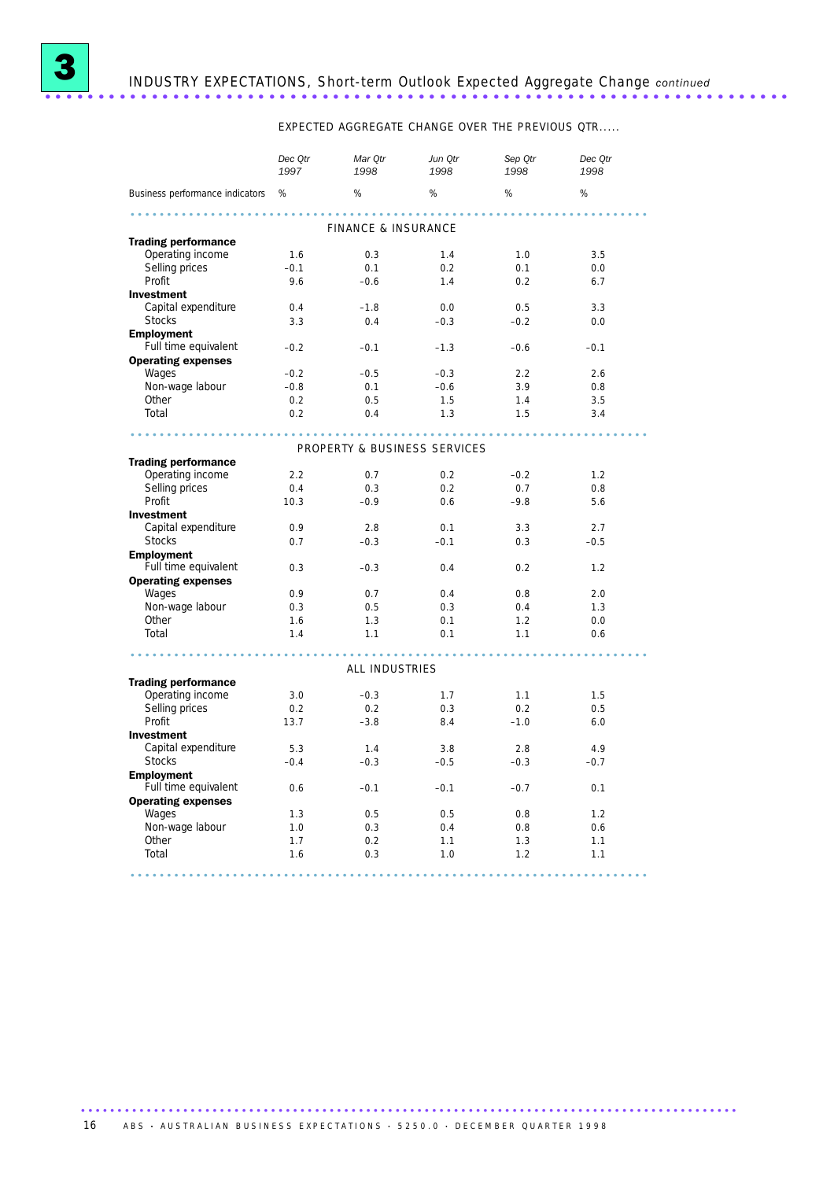# 3 INDUSTRY EXPECTATIONS, Short-term Outlook Expected Aggregate Change *continued*

| | EXPECTED AGGREGATE CHANGE OVER THE PREVIOUS QTR..... | | | | |
|---|---|---|---|---|---|
| | *Dec Qtr 1997* | *Mar Qtr 1998* | *Jun Qtr 1998* | *Sep Qtr 1998* | *Dec Qtr 1998* |
| Business performance indicators | % | % | % | % | % |
| **FINANCE & INSURANCE** | | | | | |
| **Trading performance** | | | | | |
| Operating income | 1.6 | 0.3 | 1.4 | 1.0 | 3.5 |
| Selling prices | –0.1 | 0.1 | 0.2 | 0.1 | 0.0 |
| Profit | 9.6 | –0.6 | 1.4 | 0.2 | 6.7 |
| **Investment** | | | | | |
| Capital expenditure | 0.4 | –1.8 | 0.0 | 0.5 | 3.3 |
| Stocks | 3.3 | 0.4 | –0.3 | –0.2 | 0.0 |
| **Employment** | | | | | |
| Full time equivalent | –0.2 | –0.1 | –1.3 | –0.6 | –0.1 |
| **Operating expenses** | | | | | |
| Wages | –0.2 | –0.5 | –0.3 | 2.2 | 2.6 |
| Non-wage labour | –0.8 | 0.1 | –0.6 | 3.9 | 0.8 |
| Other | 0.2 | 0.5 | 1.5 | 1.4 | 3.5 |
| Total | 0.2 | 0.4 | 1.3 | 1.5 | 3.4 |
| **PROPERTY & BUSINESS SERVICES** | | | | | |
| **Trading performance** | | | | | |
| Operating income | 2.2 | 0.7 | 0.2 | –0.2 | 1.2 |
| Selling prices | 0.4 | 0.3 | 0.2 | 0.7 | 0.8 |
| Profit | 10.3 | –0.9 | 0.6 | –9.8 | 5.6 |
| **Investment** | | | | | |
| Capital expenditure | 0.9 | 2.8 | 0.1 | 3.3 | 2.7 |
| Stocks | 0.7 | –0.3 | –0.1 | 0.3 | –0.5 |
| **Employment** | | | | | |
| Full time equivalent | 0.3 | –0.3 | 0.4 | 0.2 | 1.2 |
| **Operating expenses** | | | | | |
| Wages | 0.9 | 0.7 | 0.4 | 0.8 | 2.0 |
| Non-wage labour | 0.3 | 0.5 | 0.3 | 0.4 | 1.3 |
| Other | 1.6 | 1.3 | 0.1 | 1.2 | 0.0 |
| Total | 1.4 | 1.1 | 0.1 | 1.1 | 0.6 |
| **ALL INDUSTRIES** | | | | | |
| **Trading performance** | | | | | |
| Operating income | 3.0 | –0.3 | 1.7 | 1.1 | 1.5 |
| Selling prices | 0.2 | 0.2 | 0.3 | 0.2 | 0.5 |
| Profit | 13.7 | –3.8 | 8.4 | –1.0 | 6.0 |
| **Investment** | | | | | |
| Capital expenditure | 5.3 | 1.4 | 3.8 | 2.8 | 4.9 |
| Stocks | –0.4 | –0.3 | –0.5 | –0.3 | –0.7 |
| **Employment** | | | | | |
| Full time equivalent | 0.6 | –0.1 | –0.1 | –0.7 | 0.1 |
| **Operating expenses** | | | | | |
| Wages | 1.3 | 0.5 | 0.5 | 0.8 | 1.2 |
| Non-wage labour | 1.0 | 0.3 | 0.4 | 0.8 | 0.6 |
| Other | 1.7 | 0.2 | 1.1 | 1.3 | 1.1 |
| Total | 1.6 | 0.3 | 1.0 | 1.2 | 1.1 |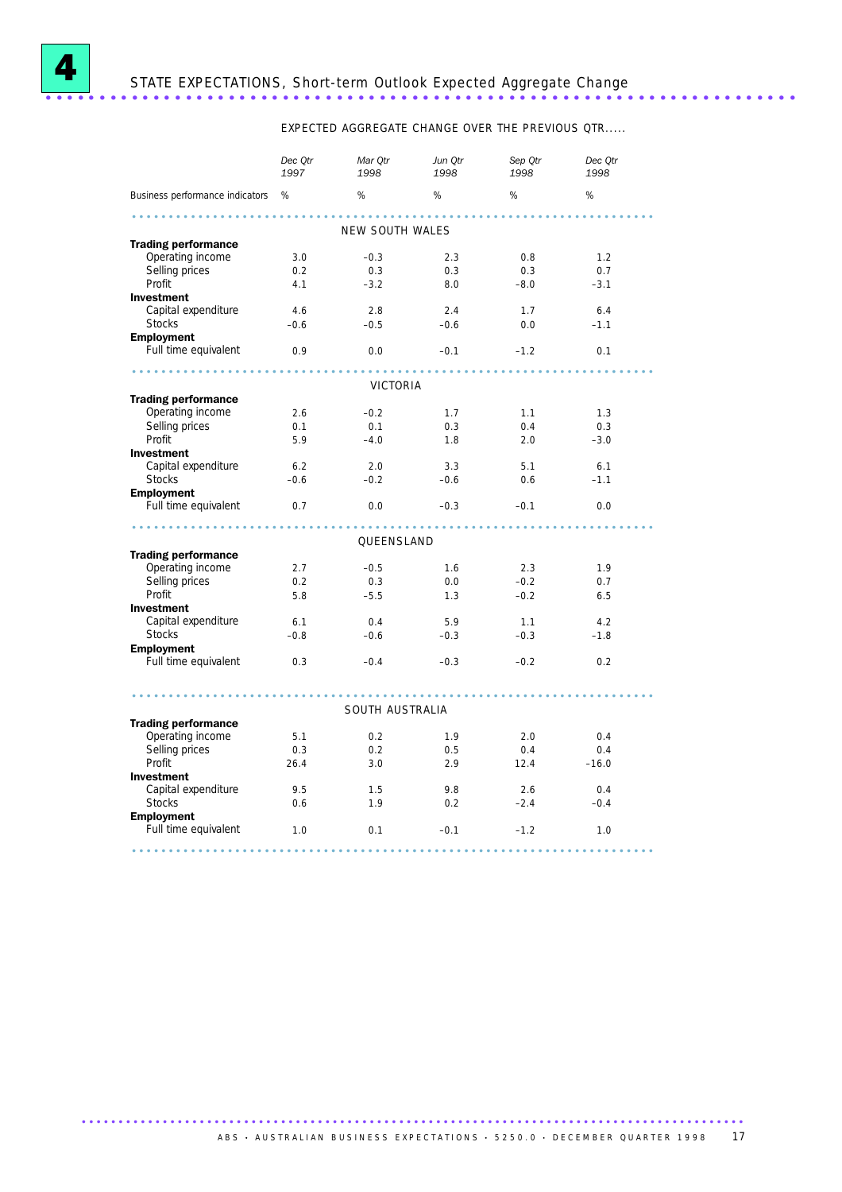# 4 STATE EXPECTATIONS, Short-term Outlook Expected Aggregate Change

EXPECTED AGGREGATE CHANGE OVER THE PREVIOUS QTR.....

| Business performance indicators | *Dec Qtr 1997* % | *Mar Qtr 1998* % | *Jun Qtr 1998* % | *Sep Qtr 1998* % | *Dec Qtr 1998* % |
|---|---|---|---|---|---|
| | | NEW SOUTH WALES | | | |
| **Trading performance** | | | | | |
| Operating income | 3.0 | −0.3 | 2.3 | 0.8 | 1.2 |
| Selling prices | 0.2 | 0.3 | 0.3 | 0.3 | 0.7 |
| Profit | 4.1 | −3.2 | 8.0 | −8.0 | −3.1 |
| **Investment** | | | | | |
| Capital expenditure | 4.6 | 2.8 | 2.4 | 1.7 | 6.4 |
| Stocks | −0.6 | −0.5 | −0.6 | 0.0 | −1.1 |
| **Employment** | | | | | |
| Full time equivalent | 0.9 | 0.0 | −0.1 | −1.2 | 0.1 |
| | | VICTORIA | | | |
| **Trading performance** | | | | | |
| Operating income | 2.6 | −0.2 | 1.7 | 1.1 | 1.3 |
| Selling prices | 0.1 | 0.1 | 0.3 | 0.4 | 0.3 |
| Profit | 5.9 | −4.0 | 1.8 | 2.0 | −3.0 |
| **Investment** | | | | | |
| Capital expenditure | 6.2 | 2.0 | 3.3 | 5.1 | 6.1 |
| Stocks | −0.6 | −0.2 | −0.6 | 0.6 | −1.1 |
| **Employment** | | | | | |
| Full time equivalent | 0.7 | 0.0 | −0.3 | −0.1 | 0.0 |
| | | QUEENSLAND | | | |
| **Trading performance** | | | | | |
| Operating income | 2.7 | −0.5 | 1.6 | 2.3 | 1.9 |
| Selling prices | 0.2 | 0.3 | 0.0 | −0.2 | 0.7 |
| Profit | 5.8 | −5.5 | 1.3 | −0.2 | 6.5 |
| **Investment** | | | | | |
| Capital expenditure | 6.1 | 0.4 | 5.9 | 1.1 | 4.2 |
| Stocks | −0.8 | −0.6 | −0.3 | −0.3 | −1.8 |
| **Employment** | | | | | |
| Full time equivalent | 0.3 | −0.4 | −0.3 | −0.2 | 0.2 |
| | | SOUTH AUSTRALIA | | | |
| **Trading performance** | | | | | |
| Operating income | 5.1 | 0.2 | 1.9 | 2.0 | 0.4 |
| Selling prices | 0.3 | 0.2 | 0.5 | 0.4 | 0.4 |
| Profit | 26.4 | 3.0 | 2.9 | 12.4 | −16.0 |
| **Investment** | | | | | |
| Capital expenditure | 9.5 | 1.5 | 9.8 | 2.6 | 0.4 |
| Stocks | 0.6 | 1.9 | 0.2 | −2.4 | −0.4 |
| **Employment** | | | | | |
| Full time equivalent | 1.0 | 0.1 | −0.1 | −1.2 | 1.0 |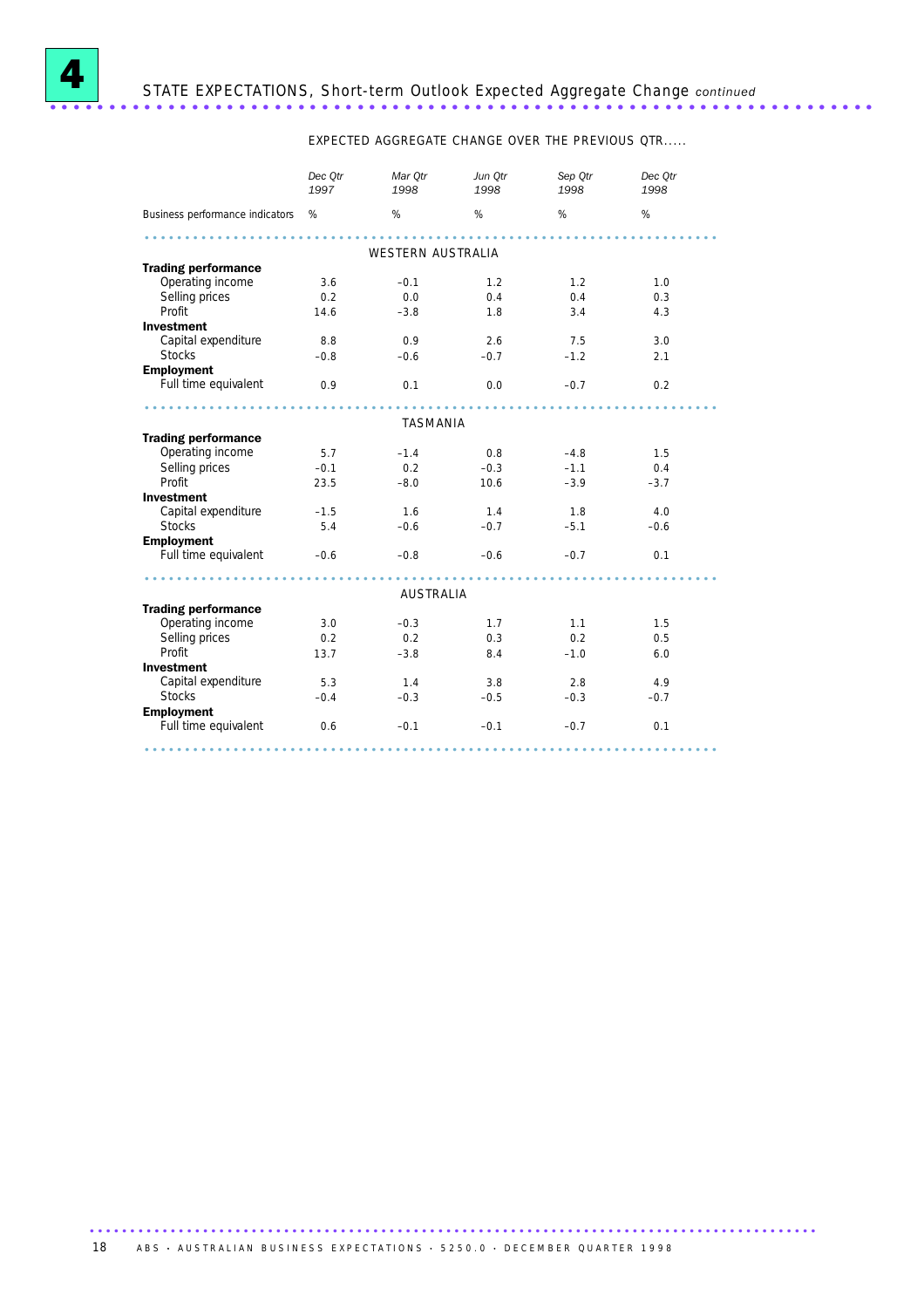# 4 STATE EXPECTATIONS, Short-term Outlook Expected Aggregate Change *continued*

| | EXPECTED AGGREGATE CHANGE OVER THE PREVIOUS QTR..... | | | | |
|---|---|---|---|---|---|
| | *Dec Qtr 1997* | *Mar Qtr 1998* | *Jun Qtr 1998* | *Sep Qtr 1998* | *Dec Qtr 1998* |
| Business performance indicators | % | % | % | % | % |
| | | | WESTERN AUSTRALIA | | |
| **Trading performance** | | | | | |
| Operating income | 3.6 | −0.1 | 1.2 | 1.2 | 1.0 |
| Selling prices | 0.2 | 0.0 | 0.4 | 0.4 | 0.3 |
| Profit | 14.6 | −3.8 | 1.8 | 3.4 | 4.3 |
| **Investment** | | | | | |
| Capital expenditure | 8.8 | 0.9 | 2.6 | 7.5 | 3.0 |
| Stocks | −0.8 | −0.6 | −0.7 | −1.2 | 2.1 |
| **Employment** | | | | | |
| Full time equivalent | 0.9 | 0.1 | 0.0 | −0.7 | 0.2 |
| | | | TASMANIA | | |
| **Trading performance** | | | | | |
| Operating income | 5.7 | −1.4 | 0.8 | −4.8 | 1.5 |
| Selling prices | −0.1 | 0.2 | −0.3 | −1.1 | 0.4 |
| Profit | 23.5 | −8.0 | 10.6 | −3.9 | −3.7 |
| **Investment** | | | | | |
| Capital expenditure | −1.5 | 1.6 | 1.4 | 1.8 | 4.0 |
| Stocks | 5.4 | −0.6 | −0.7 | −5.1 | −0.6 |
| **Employment** | | | | | |
| Full time equivalent | −0.6 | −0.8 | −0.6 | −0.7 | 0.1 |
| | | | AUSTRALIA | | |
| **Trading performance** | | | | | |
| Operating income | 3.0 | −0.3 | 1.7 | 1.1 | 1.5 |
| Selling prices | 0.2 | 0.2 | 0.3 | 0.2 | 0.5 |
| Profit | 13.7 | −3.8 | 8.4 | −1.0 | 6.0 |
| **Investment** | | | | | |
| Capital expenditure | 5.3 | 1.4 | 3.8 | 2.8 | 4.9 |
| Stocks | −0.4 | −0.3 | −0.5 | −0.3 | −0.7 |
| **Employment** | | | | | |
| Full time equivalent | 0.6 | −0.1 | −0.1 | −0.7 | 0.1 |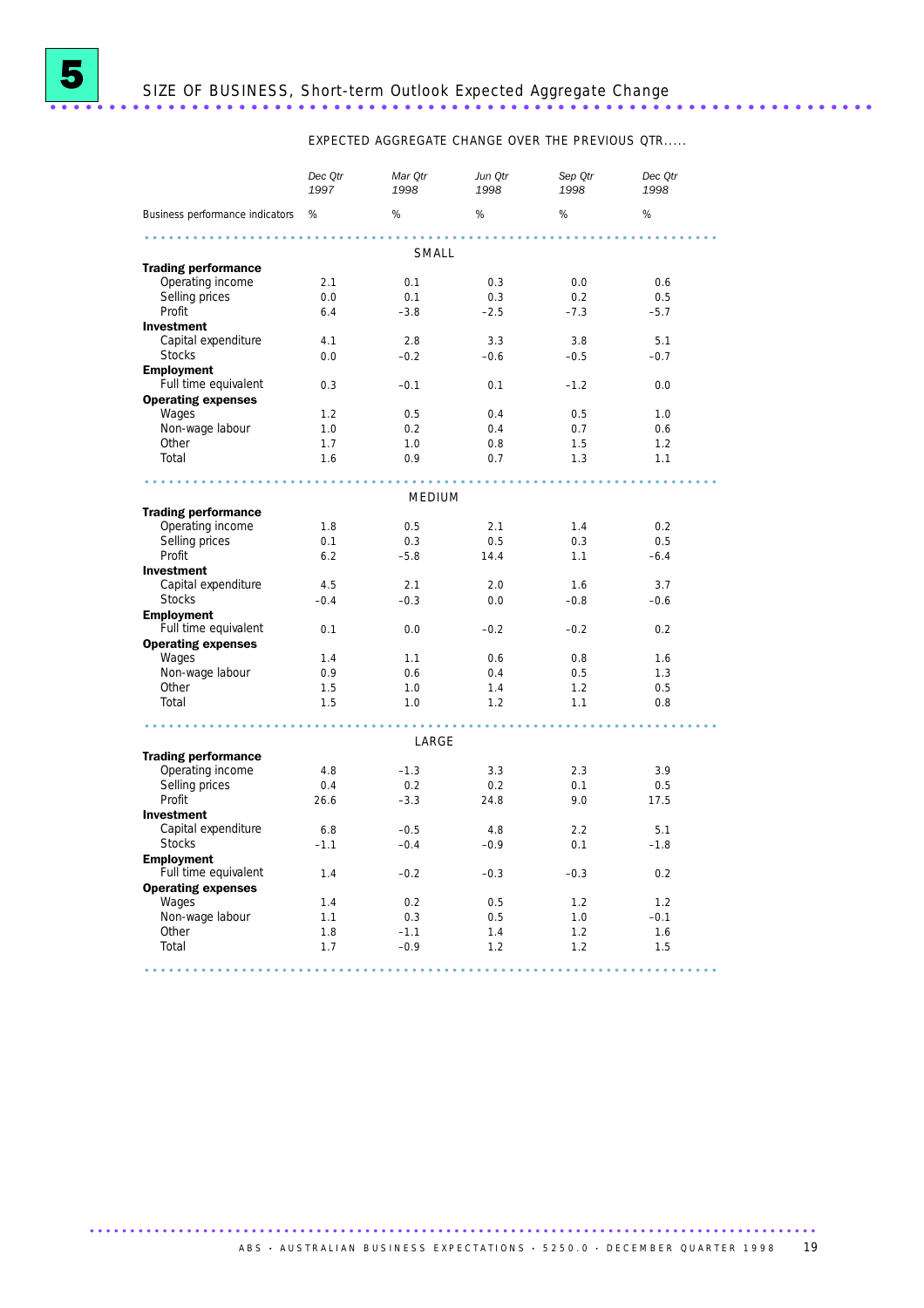# 5 SIZE OF BUSINESS, Short-term Outlook Expected Aggregate Change

EXPECTED AGGREGATE CHANGE OVER THE PREVIOUS QTR.....

| Business performance indicators | *Dec Qtr 1997* | *Mar Qtr 1998* | *Jun Qtr 1998* | *Sep Qtr 1998* | *Dec Qtr 1998* |
|---|---|---|---|---|---|
| | % | % | % | % | % |
| | | | SMALL | | |
| **Trading performance** | | | | | |
| Operating income | 2.1 | 0.1 | 0.3 | 0.0 | 0.6 |
| Selling prices | 0.0 | 0.1 | 0.3 | 0.2 | 0.5 |
| Profit | 6.4 | −3.8 | −2.5 | −7.3 | −5.7 |
| **Investment** | | | | | |
| Capital expenditure | 4.1 | 2.8 | 3.3 | 3.8 | 5.1 |
| Stocks | 0.0 | −0.2 | −0.6 | −0.5 | −0.7 |
| **Employment** | | | | | |
| Full time equivalent | 0.3 | −0.1 | 0.1 | −1.2 | 0.0 |
| **Operating expenses** | | | | | |
| Wages | 1.2 | 0.5 | 0.4 | 0.5 | 1.0 |
| Non-wage labour | 1.0 | 0.2 | 0.4 | 0.7 | 0.6 |
| Other | 1.7 | 1.0 | 0.8 | 1.5 | 1.2 |
| Total | 1.6 | 0.9 | 0.7 | 1.3 | 1.1 |
| | | | MEDIUM | | |
| **Trading performance** | | | | | |
| Operating income | 1.8 | 0.5 | 2.1 | 1.4 | 0.2 |
| Selling prices | 0.1 | 0.3 | 0.5 | 0.3 | 0.5 |
| Profit | 6.2 | −5.8 | 14.4 | 1.1 | −6.4 |
| **Investment** | | | | | |
| Capital expenditure | 4.5 | 2.1 | 2.0 | 1.6 | 3.7 |
| Stocks | −0.4 | −0.3 | 0.0 | −0.8 | −0.6 |
| **Employment** | | | | | |
| Full time equivalent | 0.1 | 0.0 | −0.2 | −0.2 | 0.2 |
| **Operating expenses** | | | | | |
| Wages | 1.4 | 1.1 | 0.6 | 0.8 | 1.6 |
| Non-wage labour | 0.9 | 0.6 | 0.4 | 0.5 | 1.3 |
| Other | 1.5 | 1.0 | 1.4 | 1.2 | 0.5 |
| Total | 1.5 | 1.0 | 1.2 | 1.1 | 0.8 |
| | | | LARGE | | |
| **Trading performance** | | | | | |
| Operating income | 4.8 | −1.3 | 3.3 | 2.3 | 3.9 |
| Selling prices | 0.4 | 0.2 | 0.2 | 0.1 | 0.5 |
| Profit | 26.6 | −3.3 | 24.8 | 9.0 | 17.5 |
| **Investment** | | | | | |
| Capital expenditure | 6.8 | −0.5 | 4.8 | 2.2 | 5.1 |
| Stocks | −1.1 | −0.4 | −0.9 | 0.1 | −1.8 |
| **Employment** | | | | | |
| Full time equivalent | 1.4 | −0.2 | −0.3 | −0.3 | 0.2 |
| **Operating expenses** | | | | | |
| Wages | 1.4 | 0.2 | 0.5 | 1.2 | 1.2 |
| Non-wage labour | 1.1 | 0.3 | 0.5 | 1.0 | −0.1 |
| Other | 1.8 | −1.1 | 1.4 | 1.2 | 1.6 |
| Total | 1.7 | −0.9 | 1.2 | 1.2 | 1.5 |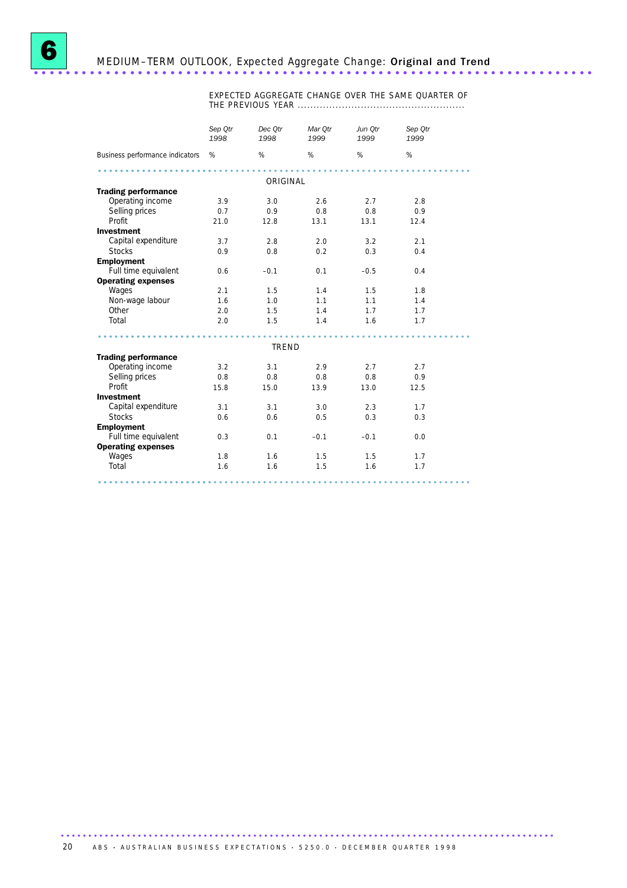# 6 MEDIUM–TERM OUTLOOK, Expected Aggregate Change: **Original and Trend**

| | EXPECTED AGGREGATE CHANGE OVER THE SAME QUARTER OF THE PREVIOUS YEAR | | | | |
|---|---|---|---|---|---|
| | *Sep Qtr 1998* | *Dec Qtr 1998* | *Mar Qtr 1999* | *Jun Qtr 1999* | *Sep Qtr 1999* |
| Business performance indicators | % | % | % | % | % |
| | | | ORIGINAL | | |
| **Trading performance** | | | | | |
| Operating income | 3.9 | 3.0 | 2.6 | 2.7 | 2.8 |
| Selling prices | 0.7 | 0.9 | 0.8 | 0.8 | 0.9 |
| Profit | 21.0 | 12.8 | 13.1 | 13.1 | 12.4 |
| **Investment** | | | | | |
| Capital expenditure | 3.7 | 2.8 | 2.0 | 3.2 | 2.1 |
| Stocks | 0.9 | 0.8 | 0.2 | 0.3 | 0.4 |
| **Employment** | | | | | |
| Full time equivalent | 0.6 | −0.1 | 0.1 | −0.5 | 0.4 |
| **Operating expenses** | | | | | |
| Wages | 2.1 | 1.5 | 1.4 | 1.5 | 1.8 |
| Non-wage labour | 1.6 | 1.0 | 1.1 | 1.1 | 1.4 |
| Other | 2.0 | 1.5 | 1.4 | 1.7 | 1.7 |
| Total | 2.0 | 1.5 | 1.4 | 1.6 | 1.7 |
| | | | TREND | | |
| **Trading performance** | | | | | |
| Operating income | 3.2 | 3.1 | 2.9 | 2.7 | 2.7 |
| Selling prices | 0.8 | 0.8 | 0.8 | 0.8 | 0.9 |
| Profit | 15.8 | 15.0 | 13.9 | 13.0 | 12.5 |
| **Investment** | | | | | |
| Capital expenditure | 3.1 | 3.1 | 3.0 | 2.3 | 1.7 |
| Stocks | 0.6 | 0.6 | 0.5 | 0.3 | 0.3 |
| **Employment** | | | | | |
| Full time equivalent | 0.3 | 0.1 | −0.1 | −0.1 | 0.0 |
| **Operating expenses** | | | | | |
| Wages | 1.8 | 1.6 | 1.5 | 1.5 | 1.7 |
| Total | 1.6 | 1.6 | 1.5 | 1.6 | 1.7 |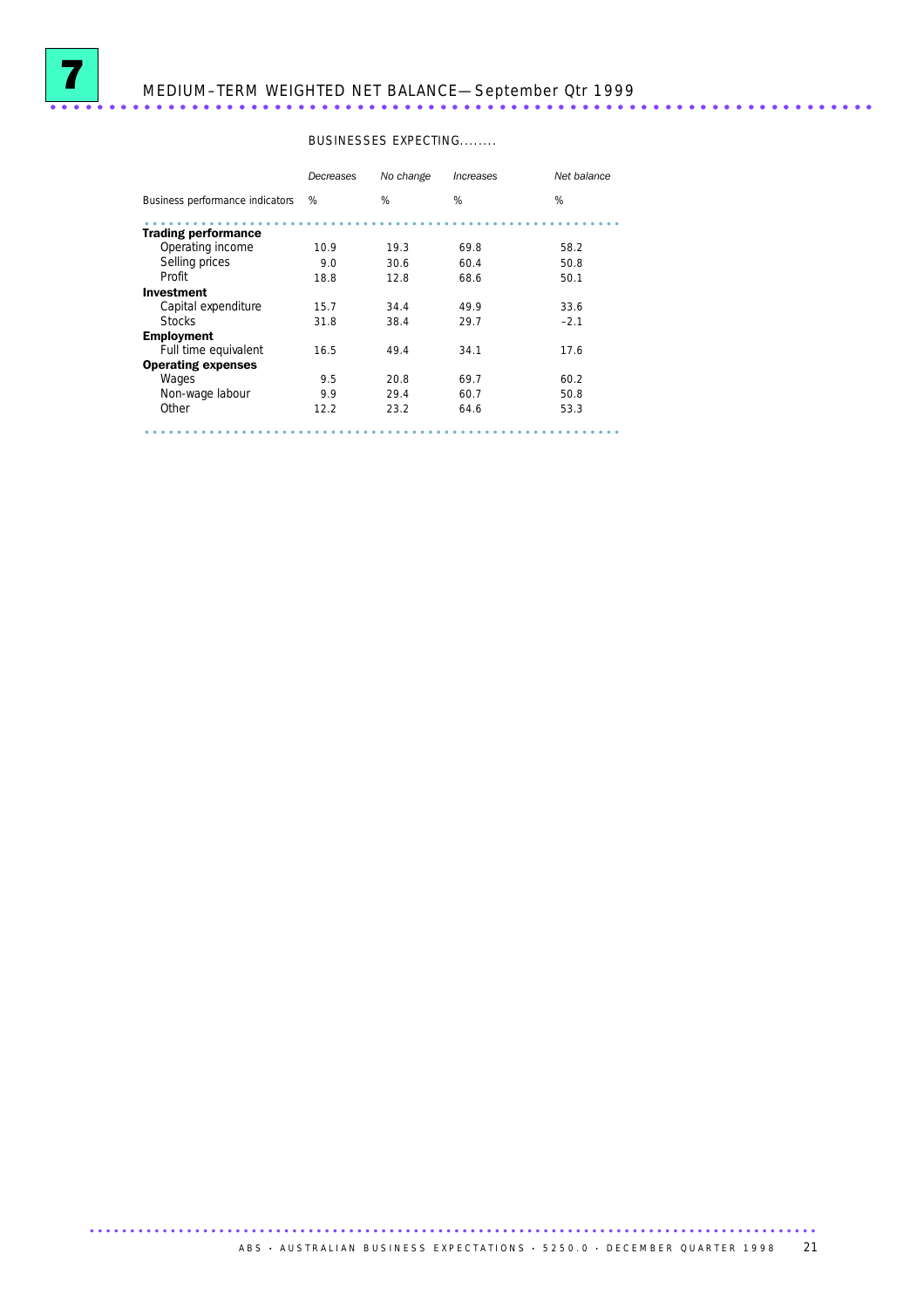# 7 MEDIUM–TERM WEIGHTED NET BALANCE—September Qtr 1999

| Business performance indicators | BUSINESSES EXPECTING........ | | | |
|---|---|---|---|---|
| | *Decreases* | *No change* | *Increases* | *Net balance* |
| | % | % | % | % |
| **Trading performance** | | | | |
| Operating income | 10.9 | 19.3 | 69.8 | 58.2 |
| Selling prices | 9.0 | 30.6 | 60.4 | 50.8 |
| Profit | 18.8 | 12.8 | 68.6 | 50.1 |
| **Investment** | | | | |
| Capital expenditure | 15.7 | 34.4 | 49.9 | 33.6 |
| Stocks | 31.8 | 38.4 | 29.7 | –2.1 |
| **Employment** | | | | |
| Full time equivalent | 16.5 | 49.4 | 34.1 | 17.6 |
| **Operating expenses** | | | | |
| Wages | 9.5 | 20.8 | 69.7 | 60.2 |
| Non-wage labour | 9.9 | 29.4 | 60.7 | 50.8 |
| Other | 12.2 | 23.2 | 64.6 | 53.3 |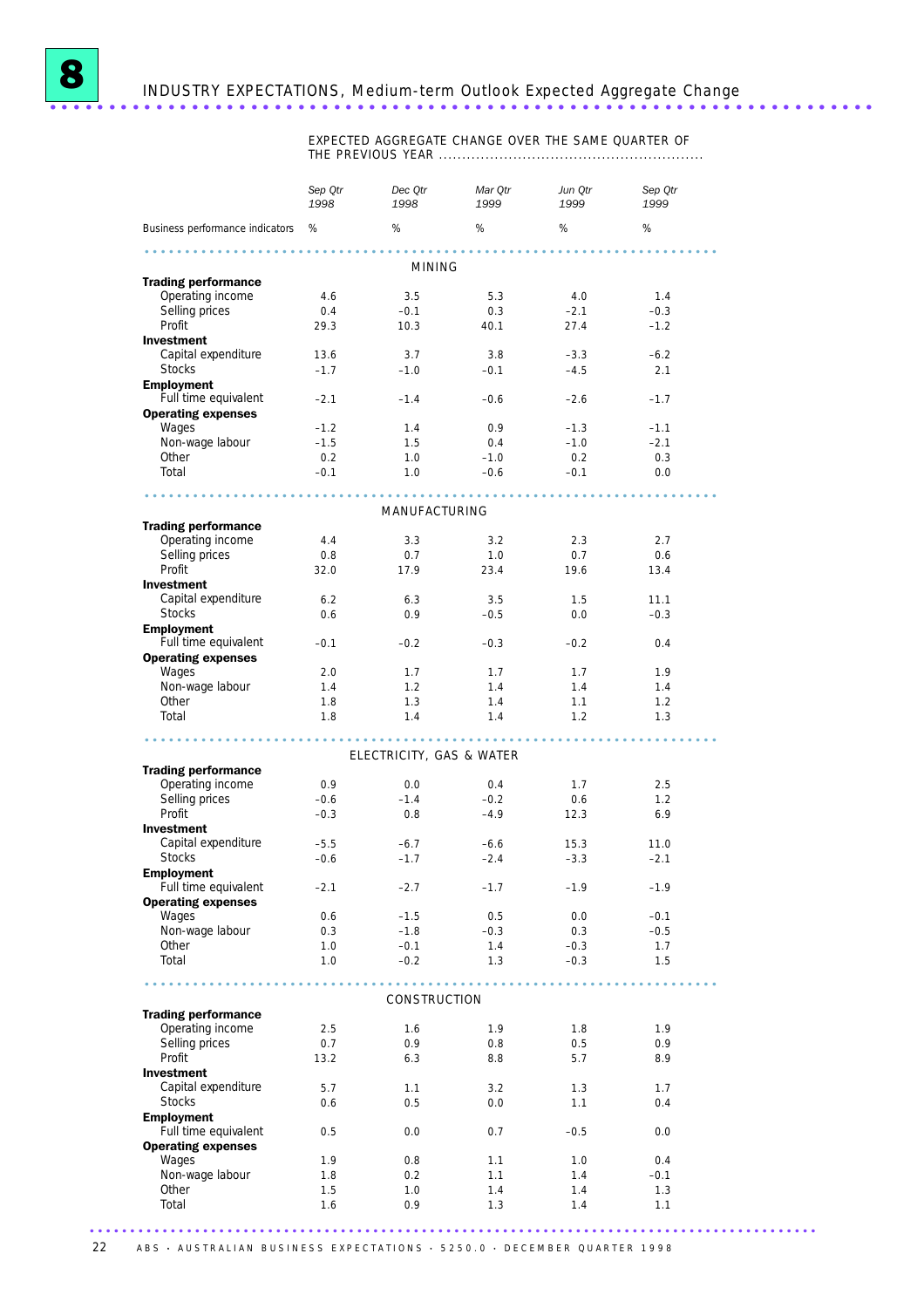# 8 INDUSTRY EXPECTATIONS, Medium-term Outlook Expected Aggregate Change

| | EXPECTED AGGREGATE CHANGE OVER THE SAME QUARTER OF THE PREVIOUS YEAR | | | | |
|---|---|---|---|---|---|
| | *Sep Qtr 1998* | *Dec Qtr 1998* | *Mar Qtr 1999* | *Jun Qtr 1999* | *Sep Qtr 1999* |
| Business performance indicators | % | % | % | % | % |
| **MINING** | | | | | |
| **Trading performance** | | | | | |
| Operating income | 4.6 | 3.5 | 5.3 | 4.0 | 1.4 |
| Selling prices | 0.4 | –0.1 | 0.3 | –2.1 | –0.3 |
| Profit | 29.3 | 10.3 | 40.1 | 27.4 | –1.2 |
| **Investment** | | | | | |
| Capital expenditure | 13.6 | 3.7 | 3.8 | –3.3 | –6.2 |
| Stocks | –1.7 | –1.0 | –0.1 | –4.5 | 2.1 |
| **Employment** | | | | | |
| Full time equivalent | –2.1 | –1.4 | –0.6 | –2.6 | –1.7 |
| **Operating expenses** | | | | | |
| Wages | –1.2 | 1.4 | 0.9 | –1.3 | –1.1 |
| Non-wage labour | –1.5 | 1.5 | 0.4 | –1.0 | –2.1 |
| Other | 0.2 | 1.0 | –1.0 | 0.2 | 0.3 |
| Total | –0.1 | 1.0 | –0.6 | –0.1 | 0.0 |
| **MANUFACTURING** | | | | | |
| **Trading performance** | | | | | |
| Operating income | 4.4 | 3.3 | 3.2 | 2.3 | 2.7 |
| Selling prices | 0.8 | 0.7 | 1.0 | 0.7 | 0.6 |
| Profit | 32.0 | 17.9 | 23.4 | 19.6 | 13.4 |
| **Investment** | | | | | |
| Capital expenditure | 6.2 | 6.3 | 3.5 | 1.5 | 11.1 |
| Stocks | 0.6 | 0.9 | –0.5 | 0.0 | –0.3 |
| **Employment** | | | | | |
| Full time equivalent | –0.1 | –0.2 | –0.3 | –0.2 | 0.4 |
| **Operating expenses** | | | | | |
| Wages | 2.0 | 1.7 | 1.7 | 1.7 | 1.9 |
| Non-wage labour | 1.4 | 1.2 | 1.4 | 1.4 | 1.4 |
| Other | 1.8 | 1.3 | 1.4 | 1.1 | 1.2 |
| Total | 1.8 | 1.4 | 1.4 | 1.2 | 1.3 |
| **ELECTRICITY, GAS & WATER** | | | | | |
| **Trading performance** | | | | | |
| Operating income | 0.9 | 0.0 | 0.4 | 1.7 | 2.5 |
| Selling prices | –0.6 | –1.4 | –0.2 | 0.6 | 1.2 |
| Profit | –0.3 | 0.8 | –4.9 | 12.3 | 6.9 |
| **Investment** | | | | | |
| Capital expenditure | –5.5 | –6.7 | –6.6 | 15.3 | 11.0 |
| Stocks | –0.6 | –1.7 | –2.4 | –3.3 | –2.1 |
| **Employment** | | | | | |
| Full time equivalent | –2.1 | –2.7 | –1.7 | –1.9 | –1.9 |
| **Operating expenses** | | | | | |
| Wages | 0.6 | –1.5 | 0.5 | 0.0 | –0.1 |
| Non-wage labour | 0.3 | –1.8 | –0.3 | 0.3 | –0.5 |
| Other | 1.0 | –0.1 | 1.4 | –0.3 | 1.7 |
| Total | 1.0 | –0.2 | 1.3 | –0.3 | 1.5 |
| **CONSTRUCTION** | | | | | |
| **Trading performance** | | | | | |
| Operating income | 2.5 | 1.6 | 1.9 | 1.8 | 1.9 |
| Selling prices | 0.7 | 0.9 | 0.8 | 0.5 | 0.9 |
| Profit | 13.2 | 6.3 | 8.8 | 5.7 | 8.9 |
| **Investment** | | | | | |
| Capital expenditure | 5.7 | 1.1 | 3.2 | 1.3 | 1.7 |
| Stocks | 0.6 | 0.5 | 0.0 | 1.1 | 0.4 |
| **Employment** | | | | | |
| Full time equivalent | 0.5 | 0.0 | 0.7 | –0.5 | 0.0 |
| **Operating expenses** | | | | | |
| Wages | 1.9 | 0.8 | 1.1 | 1.0 | 0.4 |
| Non-wage labour | 1.8 | 0.2 | 1.1 | 1.4 | –0.1 |
| Other | 1.5 | 1.0 | 1.4 | 1.4 | 1.3 |
| Total | 1.6 | 0.9 | 1.3 | 1.4 | 1.1 |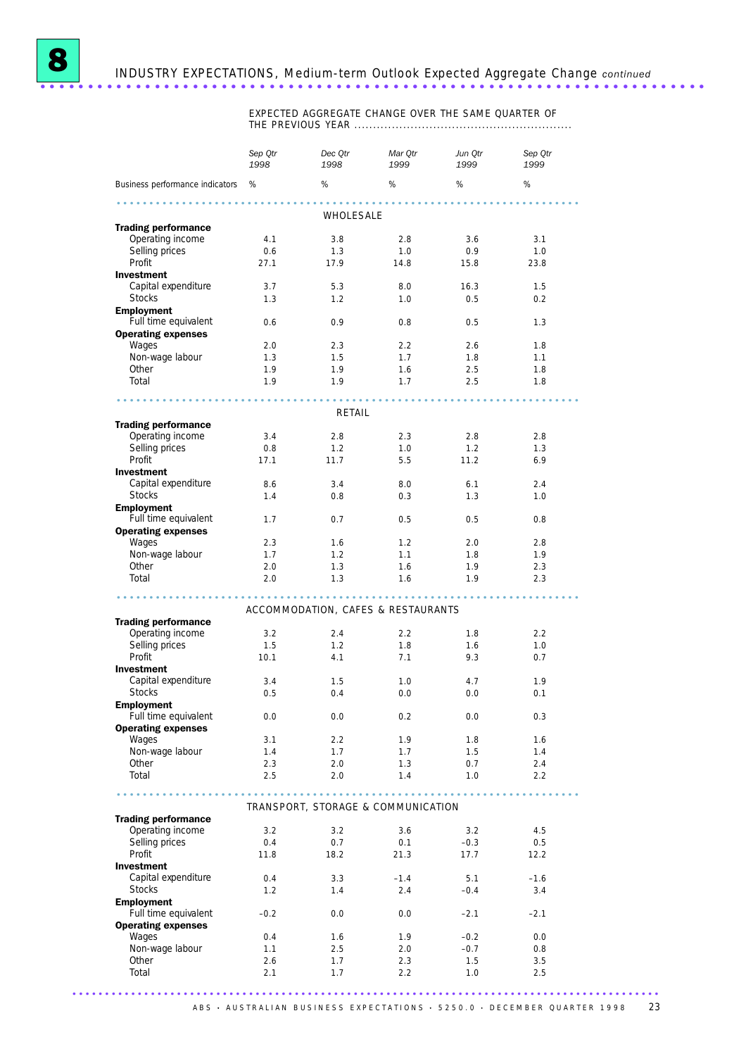# 8 INDUSTRY EXPECTATIONS, Medium-term Outlook Expected Aggregate Change *continued*

| Business performance indicators | EXPECTED AGGREGATE CHANGE OVER THE SAME QUARTER OF THE PREVIOUS YEAR | | | | |
|---|---|---|---|---|---|
| | *Sep Qtr 1998* | *Dec Qtr 1998* | *Mar Qtr 1999* | *Jun Qtr 1999* | *Sep Qtr 1999* |
| | % | % | % | % | % |
| **WHOLESALE** | | | | | |
| **Trading performance** | | | | | |
| Operating income | 4.1 | 3.8 | 2.8 | 3.6 | 3.1 |
| Selling prices | 0.6 | 1.3 | 1.0 | 0.9 | 1.0 |
| Profit | 27.1 | 17.9 | 14.8 | 15.8 | 23.8 |
| **Investment** | | | | | |
| Capital expenditure | 3.7 | 5.3 | 8.0 | 16.3 | 1.5 |
| Stocks | 1.3 | 1.2 | 1.0 | 0.5 | 0.2 |
| **Employment** | | | | | |
| Full time equivalent | 0.6 | 0.9 | 0.8 | 0.5 | 1.3 |
| **Operating expenses** | | | | | |
| Wages | 2.0 | 2.3 | 2.2 | 2.6 | 1.8 |
| Non-wage labour | 1.3 | 1.5 | 1.7 | 1.8 | 1.1 |
| Other | 1.9 | 1.9 | 1.6 | 2.5 | 1.8 |
| Total | 1.9 | 1.9 | 1.7 | 2.5 | 1.8 |
| **RETAIL** | | | | | |
| **Trading performance** | | | | | |
| Operating income | 3.4 | 2.8 | 2.3 | 2.8 | 2.8 |
| Selling prices | 0.8 | 1.2 | 1.0 | 1.2 | 1.3 |
| Profit | 17.1 | 11.7 | 5.5 | 11.2 | 6.9 |
| **Investment** | | | | | |
| Capital expenditure | 8.6 | 3.4 | 8.0 | 6.1 | 2.4 |
| Stocks | 1.4 | 0.8 | 0.3 | 1.3 | 1.0 |
| **Employment** | | | | | |
| Full time equivalent | 1.7 | 0.7 | 0.5 | 0.5 | 0.8 |
| **Operating expenses** | | | | | |
| Wages | 2.3 | 1.6 | 1.2 | 2.0 | 2.8 |
| Non-wage labour | 1.7 | 1.2 | 1.1 | 1.8 | 1.9 |
| Other | 2.0 | 1.3 | 1.6 | 1.9 | 2.3 |
| Total | 2.0 | 1.3 | 1.6 | 1.9 | 2.3 |
| **ACCOMMODATION, CAFES & RESTAURANTS** | | | | | |
| **Trading performance** | | | | | |
| Operating income | 3.2 | 2.4 | 2.2 | 1.8 | 2.2 |
| Selling prices | 1.5 | 1.2 | 1.8 | 1.6 | 1.0 |
| Profit | 10.1 | 4.1 | 7.1 | 9.3 | 0.7 |
| **Investment** | | | | | |
| Capital expenditure | 3.4 | 1.5 | 1.0 | 4.7 | 1.9 |
| Stocks | 0.5 | 0.4 | 0.0 | 0.0 | 0.1 |
| **Employment** | | | | | |
| Full time equivalent | 0.0 | 0.0 | 0.2 | 0.0 | 0.3 |
| **Operating expenses** | | | | | |
| Wages | 3.1 | 2.2 | 1.9 | 1.8 | 1.6 |
| Non-wage labour | 1.4 | 1.7 | 1.7 | 1.5 | 1.4 |
| Other | 2.3 | 2.0 | 1.3 | 0.7 | 2.4 |
| Total | 2.5 | 2.0 | 1.4 | 1.0 | 2.2 |
| **TRANSPORT, STORAGE & COMMUNICATION** | | | | | |
| **Trading performance** | | | | | |
| Operating income | 3.2 | 3.2 | 3.6 | 3.2 | 4.5 |
| Selling prices | 0.4 | 0.7 | 0.1 | −0.3 | 0.5 |
| Profit | 11.8 | 18.2 | 21.3 | 17.7 | 12.2 |
| **Investment** | | | | | |
| Capital expenditure | 0.4 | 3.3 | −1.4 | 5.1 | −1.6 |
| Stocks | 1.2 | 1.4 | 2.4 | −0.4 | 3.4 |
| **Employment** | | | | | |
| Full time equivalent | −0.2 | 0.0 | 0.0 | −2.1 | −2.1 |
| **Operating expenses** | | | | | |
| Wages | 0.4 | 1.6 | 1.9 | −0.2 | 0.0 |
| Non-wage labour | 1.1 | 2.5 | 2.0 | −0.7 | 0.8 |
| Other | 2.6 | 1.7 | 2.3 | 1.5 | 3.5 |
| Total | 2.1 | 1.7 | 2.2 | 1.0 | 2.5 |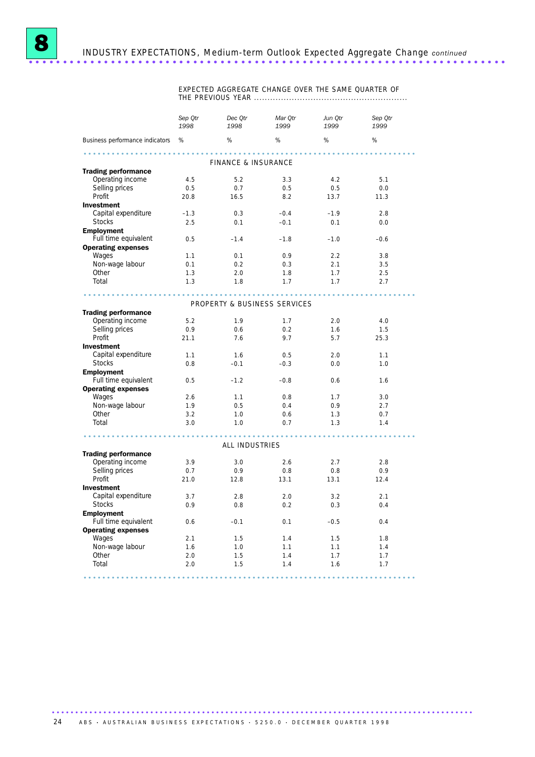## 8 INDUSTRY EXPECTATIONS, Medium-term Outlook Expected Aggregate Change *continued*

| | EXPECTED AGGREGATE CHANGE OVER THE SAME QUARTER OF THE PREVIOUS YEAR | | | | |
|---|---|---|---|---|---|
| | *Sep Qtr 1998* | *Dec Qtr 1998* | *Mar Qtr 1999* | *Jun Qtr 1999* | *Sep Qtr 1999* |
| Business performance indicators | % | % | % | % | % |
| **FINANCE & INSURANCE** | | | | | |
| **Trading performance** | | | | | |
| Operating income | 4.5 | 5.2 | 3.3 | 4.2 | 5.1 |
| Selling prices | 0.5 | 0.7 | 0.5 | 0.5 | 0.0 |
| Profit | 20.8 | 16.5 | 8.2 | 13.7 | 11.3 |
| **Investment** | | | | | |
| Capital expenditure | -1.3 | 0.3 | -0.4 | -1.9 | 2.8 |
| Stocks | 2.5 | 0.1 | -0.1 | 0.1 | 0.0 |
| **Employment** | | | | | |
| Full time equivalent | 0.5 | -1.4 | -1.8 | -1.0 | -0.6 |
| **Operating expenses** | | | | | |
| Wages | 1.1 | 0.1 | 0.9 | 2.2 | 3.8 |
| Non-wage labour | 0.1 | 0.2 | 0.3 | 2.1 | 3.5 |
| Other | 1.3 | 2.0 | 1.8 | 1.7 | 2.5 |
| Total | 1.3 | 1.8 | 1.7 | 1.7 | 2.7 |
| **PROPERTY & BUSINESS SERVICES** | | | | | |
| **Trading performance** | | | | | |
| Operating income | 5.2 | 1.9 | 1.7 | 2.0 | 4.0 |
| Selling prices | 0.9 | 0.6 | 0.2 | 1.6 | 1.5 |
| Profit | 21.1 | 7.6 | 9.7 | 5.7 | 25.3 |
| **Investment** | | | | | |
| Capital expenditure | 1.1 | 1.6 | 0.5 | 2.0 | 1.1 |
| Stocks | 0.8 | -0.1 | -0.3 | 0.0 | 1.0 |
| **Employment** | | | | | |
| Full time equivalent | 0.5 | -1.2 | -0.8 | 0.6 | 1.6 |
| **Operating expenses** | | | | | |
| Wages | 2.6 | 1.1 | 0.8 | 1.7 | 3.0 |
| Non-wage labour | 1.9 | 0.5 | 0.4 | 0.9 | 2.7 |
| Other | 3.2 | 1.0 | 0.6 | 1.3 | 0.7 |
| Total | 3.0 | 1.0 | 0.7 | 1.3 | 1.4 |
| **ALL INDUSTRIES** | | | | | |
| **Trading performance** | | | | | |
| Operating income | 3.9 | 3.0 | 2.6 | 2.7 | 2.8 |
| Selling prices | 0.7 | 0.9 | 0.8 | 0.8 | 0.9 |
| Profit | 21.0 | 12.8 | 13.1 | 13.1 | 12.4 |
| **Investment** | | | | | |
| Capital expenditure | 3.7 | 2.8 | 2.0 | 3.2 | 2.1 |
| Stocks | 0.9 | 0.8 | 0.2 | 0.3 | 0.4 |
| **Employment** | | | | | |
| Full time equivalent | 0.6 | -0.1 | 0.1 | -0.5 | 0.4 |
| **Operating expenses** | | | | | |
| Wages | 2.1 | 1.5 | 1.4 | 1.5 | 1.8 |
| Non-wage labour | 1.6 | 1.0 | 1.1 | 1.1 | 1.4 |
| Other | 2.0 | 1.5 | 1.4 | 1.7 | 1.7 |
| Total | 2.0 | 1.5 | 1.4 | 1.6 | 1.7 |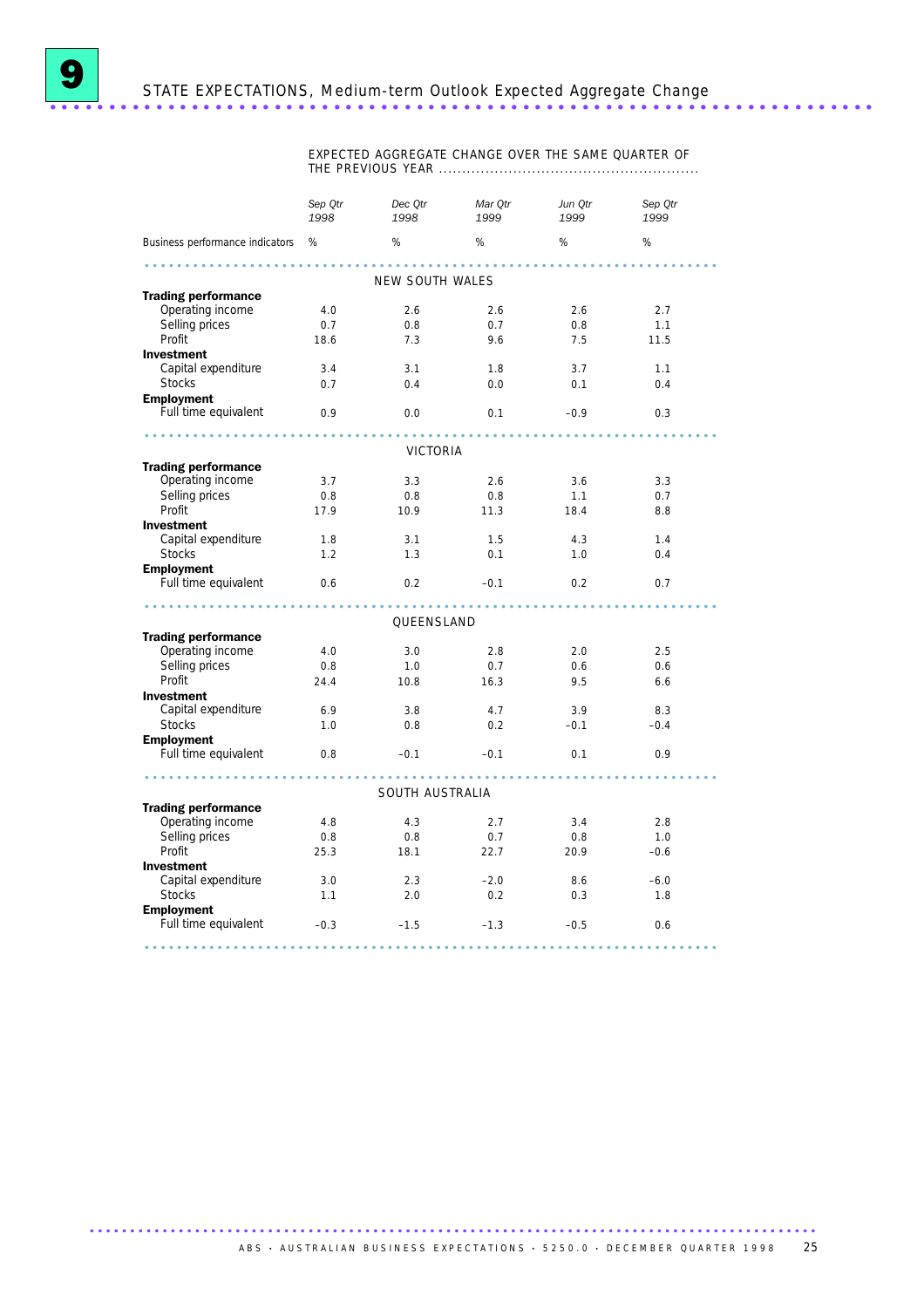# 9 STATE EXPECTATIONS, Medium-term Outlook Expected Aggregate Change

| | EXPECTED AGGREGATE CHANGE OVER THE SAME QUARTER OF THE PREVIOUS YEAR | | | | |
|---|---|---|---|---|---|
| | *Sep Qtr 1998* | *Dec Qtr 1998* | *Mar Qtr 1999* | *Jun Qtr 1999* | *Sep Qtr 1999* |
| Business performance indicators | % | % | % | % | % |
| | | | NEW SOUTH WALES | | |
| **Trading performance** | | | | | |
| Operating income | 4.0 | 2.6 | 2.6 | 2.6 | 2.7 |
| Selling prices | 0.7 | 0.8 | 0.7 | 0.8 | 1.1 |
| Profit | 18.6 | 7.3 | 9.6 | 7.5 | 11.5 |
| **Investment** | | | | | |
| Capital expenditure | 3.4 | 3.1 | 1.8 | 3.7 | 1.1 |
| Stocks | 0.7 | 0.4 | 0.0 | 0.1 | 0.4 |
| **Employment** | | | | | |
| Full time equivalent | 0.9 | 0.0 | 0.1 | –0.9 | 0.3 |
| | | | VICTORIA | | |
| **Trading performance** | | | | | |
| Operating income | 3.7 | 3.3 | 2.6 | 3.6 | 3.3 |
| Selling prices | 0.8 | 0.8 | 0.8 | 1.1 | 0.7 |
| Profit | 17.9 | 10.9 | 11.3 | 18.4 | 8.8 |
| **Investment** | | | | | |
| Capital expenditure | 1.8 | 3.1 | 1.5 | 4.3 | 1.4 |
| Stocks | 1.2 | 1.3 | 0.1 | 1.0 | 0.4 |
| **Employment** | | | | | |
| Full time equivalent | 0.6 | 0.2 | –0.1 | 0.2 | 0.7 |
| | | | QUEENSLAND | | |
| **Trading performance** | | | | | |
| Operating income | 4.0 | 3.0 | 2.8 | 2.0 | 2.5 |
| Selling prices | 0.8 | 1.0 | 0.7 | 0.6 | 0.6 |
| Profit | 24.4 | 10.8 | 16.3 | 9.5 | 6.6 |
| **Investment** | | | | | |
| Capital expenditure | 6.9 | 3.8 | 4.7 | 3.9 | 8.3 |
| Stocks | 1.0 | 0.8 | 0.2 | –0.1 | –0.4 |
| **Employment** | | | | | |
| Full time equivalent | 0.8 | –0.1 | –0.1 | 0.1 | 0.9 |
| | | | SOUTH AUSTRALIA | | |
| **Trading performance** | | | | | |
| Operating income | 4.8 | 4.3 | 2.7 | 3.4 | 2.8 |
| Selling prices | 0.8 | 0.8 | 0.7 | 0.8 | 1.0 |
| Profit | 25.3 | 18.1 | 22.7 | 20.9 | –0.6 |
| **Investment** | | | | | |
| Capital expenditure | 3.0 | 2.3 | –2.0 | 8.6 | –6.0 |
| Stocks | 1.1 | 2.0 | 0.2 | 0.3 | 1.8 |
| **Employment** | | | | | |
| Full time equivalent | –0.3 | –1.5 | –1.3 | –0.5 | 0.6 |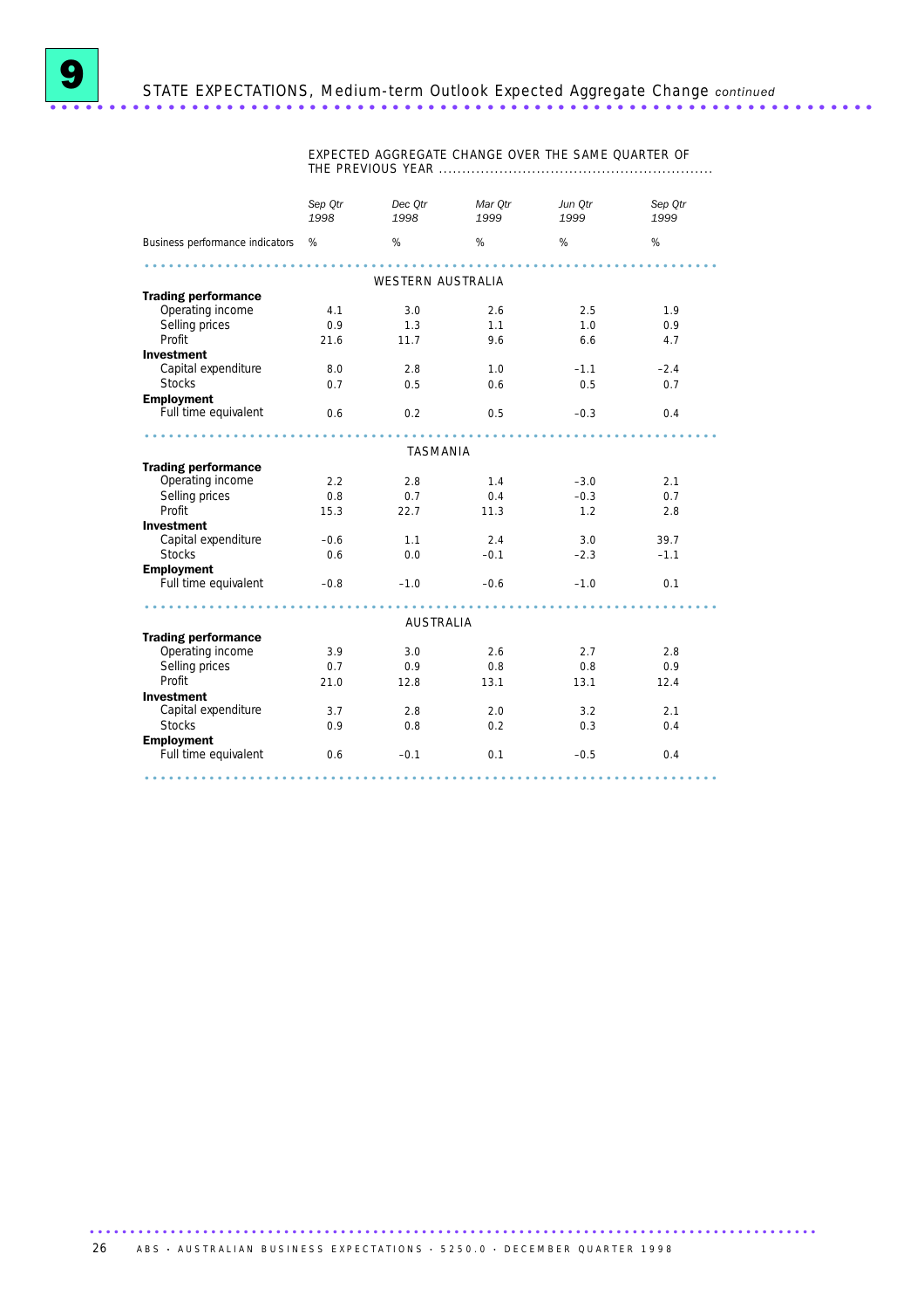# 9 STATE EXPECTATIONS, Medium-term Outlook Expected Aggregate Change *continued*

| Business performance indicators | EXPECTED AGGREGATE CHANGE OVER THE SAME QUARTER OF THE PREVIOUS YEAR | | | | |
|---|---|---|---|---|---|
| | *Sep Qtr 1998* | *Dec Qtr 1998* | *Mar Qtr 1999* | *Jun Qtr 1999* | *Sep Qtr 1999* |
| | % | % | % | % | % |
| **WESTERN AUSTRALIA** | | | | | |
| **Trading performance** | | | | | |
| Operating income | 4.1 | 3.0 | 2.6 | 2.5 | 1.9 |
| Selling prices | 0.9 | 1.3 | 1.1 | 1.0 | 0.9 |
| Profit | 21.6 | 11.7 | 9.6 | 6.6 | 4.7 |
| **Investment** | | | | | |
| Capital expenditure | 8.0 | 2.8 | 1.0 | −1.1 | −2.4 |
| Stocks | 0.7 | 0.5 | 0.6 | 0.5 | 0.7 |
| **Employment** | | | | | |
| Full time equivalent | 0.6 | 0.2 | 0.5 | −0.3 | 0.4 |
| **TASMANIA** | | | | | |
| **Trading performance** | | | | | |
| Operating income | 2.2 | 2.8 | 1.4 | −3.0 | 2.1 |
| Selling prices | 0.8 | 0.7 | 0.4 | −0.3 | 0.7 |
| Profit | 15.3 | 22.7 | 11.3 | 1.2 | 2.8 |
| **Investment** | | | | | |
| Capital expenditure | −0.6 | 1.1 | 2.4 | 3.0 | 39.7 |
| Stocks | 0.6 | 0.0 | −0.1 | −2.3 | −1.1 |
| **Employment** | | | | | |
| Full time equivalent | −0.8 | −1.0 | −0.6 | −1.0 | 0.1 |
| **AUSTRALIA** | | | | | |
| **Trading performance** | | | | | |
| Operating income | 3.9 | 3.0 | 2.6 | 2.7 | 2.8 |
| Selling prices | 0.7 | 0.9 | 0.8 | 0.8 | 0.9 |
| Profit | 21.0 | 12.8 | 13.1 | 13.1 | 12.4 |
| **Investment** | | | | | |
| Capital expenditure | 3.7 | 2.8 | 2.0 | 3.2 | 2.1 |
| Stocks | 0.9 | 0.8 | 0.2 | 0.3 | 0.4 |
| **Employment** | | | | | |
| Full time equivalent | 0.6 | −0.1 | 0.1 | −0.5 | 0.4 |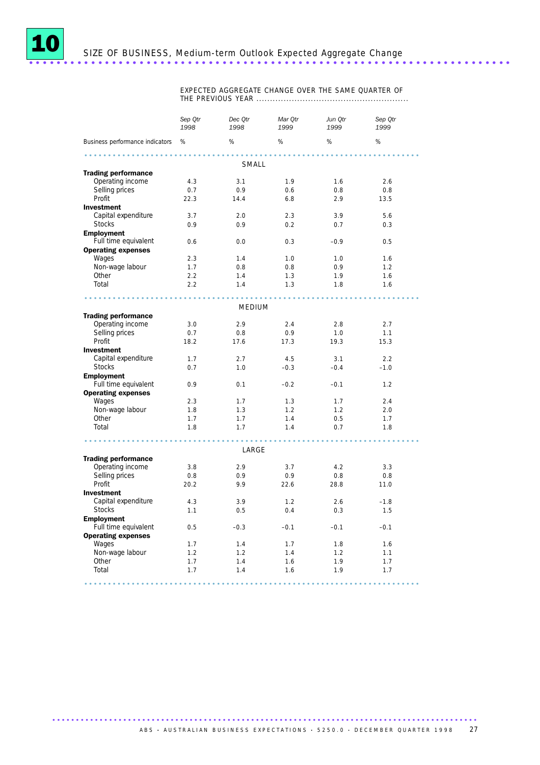# 10 SIZE OF BUSINESS, Medium-term Outlook Expected Aggregate Change

| | EXPECTED AGGREGATE CHANGE OVER THE SAME QUARTER OF THE PREVIOUS YEAR | | | | |
|---|---|---|---|---|---|
| | *Sep Qtr 1998* | *Dec Qtr 1998* | *Mar Qtr 1999* | *Jun Qtr 1999* | *Sep Qtr 1999* |
| Business performance indicators | % | % | % | % | % |
| | | | SMALL | | |
| **Trading performance** | | | | | |
| Operating income | 4.3 | 3.1 | 1.9 | 1.6 | 2.6 |
| Selling prices | 0.7 | 0.9 | 0.6 | 0.8 | 0.8 |
| Profit | 22.3 | 14.4 | 6.8 | 2.9 | 13.5 |
| **Investment** | | | | | |
| Capital expenditure | 3.7 | 2.0 | 2.3 | 3.9 | 5.6 |
| Stocks | 0.9 | 0.9 | 0.2 | 0.7 | 0.3 |
| **Employment** | | | | | |
| Full time equivalent | 0.6 | 0.0 | 0.3 | –0.9 | 0.5 |
| **Operating expenses** | | | | | |
| Wages | 2.3 | 1.4 | 1.0 | 1.0 | 1.6 |
| Non-wage labour | 1.7 | 0.8 | 0.8 | 0.9 | 1.2 |
| Other | 2.2 | 1.4 | 1.3 | 1.9 | 1.6 |
| Total | 2.2 | 1.4 | 1.3 | 1.8 | 1.6 |
| | | | MEDIUM | | |
| **Trading performance** | | | | | |
| Operating income | 3.0 | 2.9 | 2.4 | 2.8 | 2.7 |
| Selling prices | 0.7 | 0.8 | 0.9 | 1.0 | 1.1 |
| Profit | 18.2 | 17.6 | 17.3 | 19.3 | 15.3 |
| **Investment** | | | | | |
| Capital expenditure | 1.7 | 2.7 | 4.5 | 3.1 | 2.2 |
| Stocks | 0.7 | 1.0 | –0.3 | –0.4 | –1.0 |
| **Employment** | | | | | |
| Full time equivalent | 0.9 | 0.1 | –0.2 | –0.1 | 1.2 |
| **Operating expenses** | | | | | |
| Wages | 2.3 | 1.7 | 1.3 | 1.7 | 2.4 |
| Non-wage labour | 1.8 | 1.3 | 1.2 | 1.2 | 2.0 |
| Other | 1.7 | 1.7 | 1.4 | 0.5 | 1.7 |
| Total | 1.8 | 1.7 | 1.4 | 0.7 | 1.8 |
| | | | LARGE | | |
| **Trading performance** | | | | | |
| Operating income | 3.8 | 2.9 | 3.7 | 4.2 | 3.3 |
| Selling prices | 0.8 | 0.9 | 0.9 | 0.8 | 0.8 |
| Profit | 20.2 | 9.9 | 22.6 | 28.8 | 11.0 |
| **Investment** | | | | | |
| Capital expenditure | 4.3 | 3.9 | 1.2 | 2.6 | –1.8 |
| Stocks | 1.1 | 0.5 | 0.4 | 0.3 | 1.5 |
| **Employment** | | | | | |
| Full time equivalent | 0.5 | –0.3 | –0.1 | –0.1 | –0.1 |
| **Operating expenses** | | | | | |
| Wages | 1.7 | 1.4 | 1.7 | 1.8 | 1.6 |
| Non-wage labour | 1.2 | 1.2 | 1.4 | 1.2 | 1.1 |
| Other | 1.7 | 1.4 | 1.6 | 1.9 | 1.7 |
| Total | 1.7 | 1.4 | 1.6 | 1.9 | 1.7 |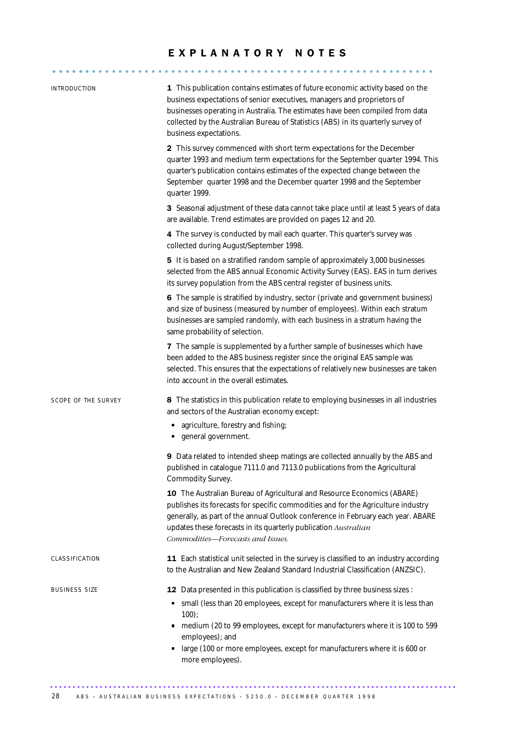# EXPLANATORY NOTES

## INTRODUCTION

**1** This publication contains estimates of future economic activity based on the business expectations of senior executives, managers and proprietors of businesses operating in Australia. The estimates have been compiled from data collected by the Australian Bureau of Statistics (ABS) in its quarterly survey of business expectations.

**2** This survey commenced with short term expectations for the December quarter 1993 and medium term expectations for the September quarter 1994. This quarter's publication contains estimates of the expected change between the September quarter 1998 and the December quarter 1998 and the September quarter 1999.

**3** Seasonal adjustment of these data cannot take place until at least 5 years of data are available. Trend estimates are provided on pages 12 and 20.

**4** The survey is conducted by mail each quarter. This quarter's survey was collected during August/September 1998.

**5** It is based on a stratified random sample of approximately 3,000 businesses selected from the ABS annual Economic Activity Survey (EAS). EAS in turn derives its survey population from the ABS central register of business units.

**6** The sample is stratified by industry, sector (private and government business) and size of business (measured by number of employees). Within each stratum businesses are sampled randomly, with each business in a stratum having the same probability of selection.

**7** The sample is supplemented by a further sample of businesses which have been added to the ABS business register since the original EAS sample was selected. This ensures that the expectations of relatively new businesses are taken into account in the overall estimates.

## SCOPE OF THE SURVEY

**8** The statistics in this publication relate to employing businesses in all industries and sectors of the Australian economy except:

- agriculture, forestry and fishing;
- general government.

**9** Data related to intended sheep matings are collected annually by the ABS and published in catalogue 7111.0 and 7113.0 publications from the Agricultural Commodity Survey.

**10** The Australian Bureau of Agricultural and Resource Economics (ABARE) publishes its forecasts for specific commodities and for the Agriculture industry generally, as part of the annual Outlook conference in February each year. ABARE updates these forecasts in its quarterly publication *Australian Commodities—Forecasts and Issues.*

## CLASSIFICATION

**11** Each statistical unit selected in the survey is classified to an industry according to the Australian and New Zealand Standard Industrial Classification (ANZSIC).

## BUSINESS SIZE

**12** Data presented in this publication is classified by three business sizes :

- small (less than 20 employees, except for manufacturers where it is less than 100);
- medium (20 to 99 employees, except for manufacturers where it is 100 to 599 employees); and
- large (100 or more employees, except for manufacturers where it is 600 or more employees).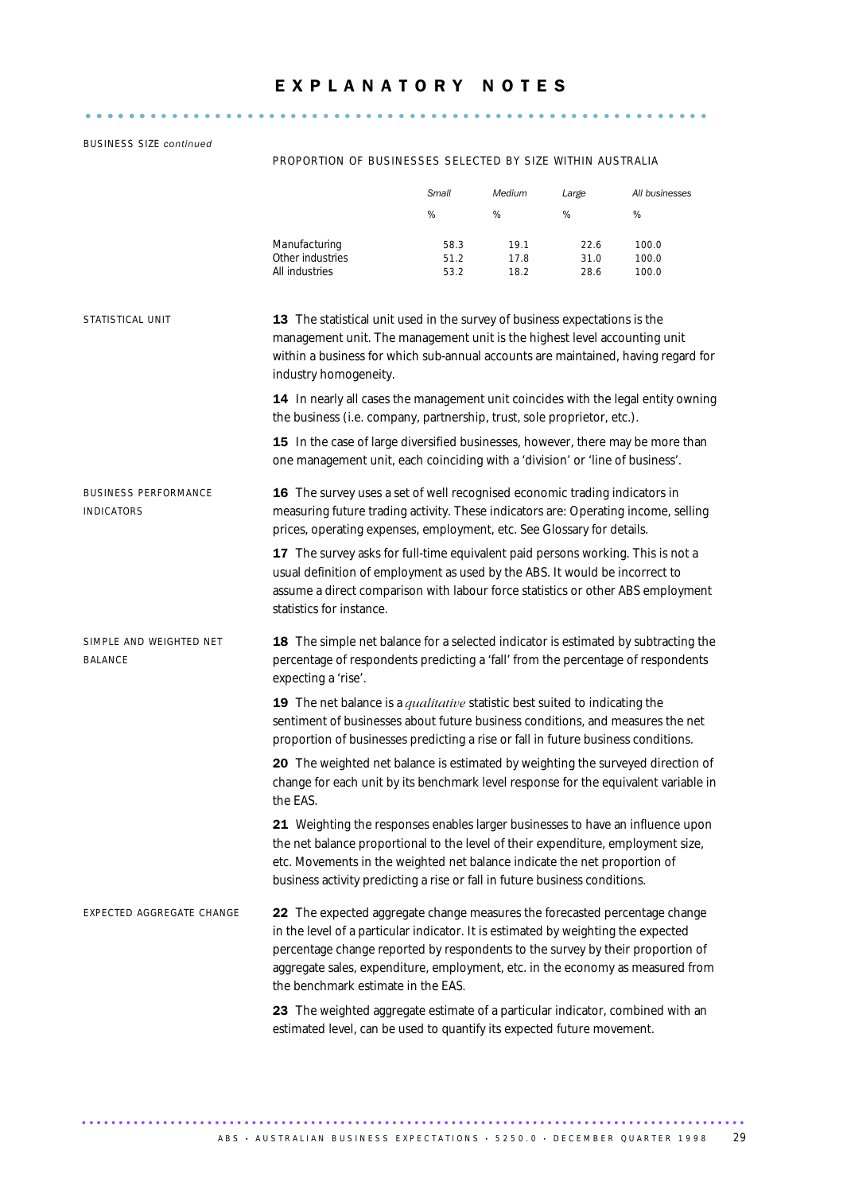# EXPLANATORY NOTES

BUSINESS SIZE *continued*

PROPORTION OF BUSINESSES SELECTED BY SIZE WITHIN AUSTRALIA

| | *Small* | *Medium* | *Large* | *All businesses* |
|---|---|---|---|---|
| | % | % | % | % |
| Manufacturing | 58.3 | 19.1 | 22.6 | 100.0 |
| Other industries | 51.2 | 17.8 | 31.0 | 100.0 |
| All industries | 53.2 | 18.2 | 28.6 | 100.0 |

STATISTICAL UNIT

**13** The statistical unit used in the survey of business expectations is the management unit. The management unit is the highest level accounting unit within a business for which sub-annual accounts are maintained, having regard for industry homogeneity.

**14** In nearly all cases the management unit coincides with the legal entity owning the business (i.e. company, partnership, trust, sole proprietor, etc.).

**15** In the case of large diversified businesses, however, there may be more than one management unit, each coinciding with a 'division' or 'line of business'.

BUSINESS PERFORMANCE INDICATORS

**16** The survey uses a set of well recognised economic trading indicators in measuring future trading activity. These indicators are: Operating income, selling prices, operating expenses, employment, etc. See Glossary for details.

**17** The survey asks for full-time equivalent paid persons working. This is not a usual definition of employment as used by the ABS. It would be incorrect to assume a direct comparison with labour force statistics or other ABS employment statistics for instance.

SIMPLE AND WEIGHTED NET BALANCE

**18** The simple net balance for a selected indicator is estimated by subtracting the percentage of respondents predicting a 'fall' from the percentage of respondents expecting a 'rise'.

**19** The net balance is a *qualitative* statistic best suited to indicating the sentiment of businesses about future business conditions, and measures the net proportion of businesses predicting a rise or fall in future business conditions.

**20** The weighted net balance is estimated by weighting the surveyed direction of change for each unit by its benchmark level response for the equivalent variable in the EAS.

**21** Weighting the responses enables larger businesses to have an influence upon the net balance proportional to the level of their expenditure, employment size, etc. Movements in the weighted net balance indicate the net proportion of business activity predicting a rise or fall in future business conditions.

EXPECTED AGGREGATE CHANGE

**22** The expected aggregate change measures the forecasted percentage change in the level of a particular indicator. It is estimated by weighting the expected percentage change reported by respondents to the survey by their proportion of aggregate sales, expenditure, employment, etc. in the economy as measured from the benchmark estimate in the EAS.

**23** The weighted aggregate estimate of a particular indicator, combined with an estimated level, can be used to quantify its expected future movement.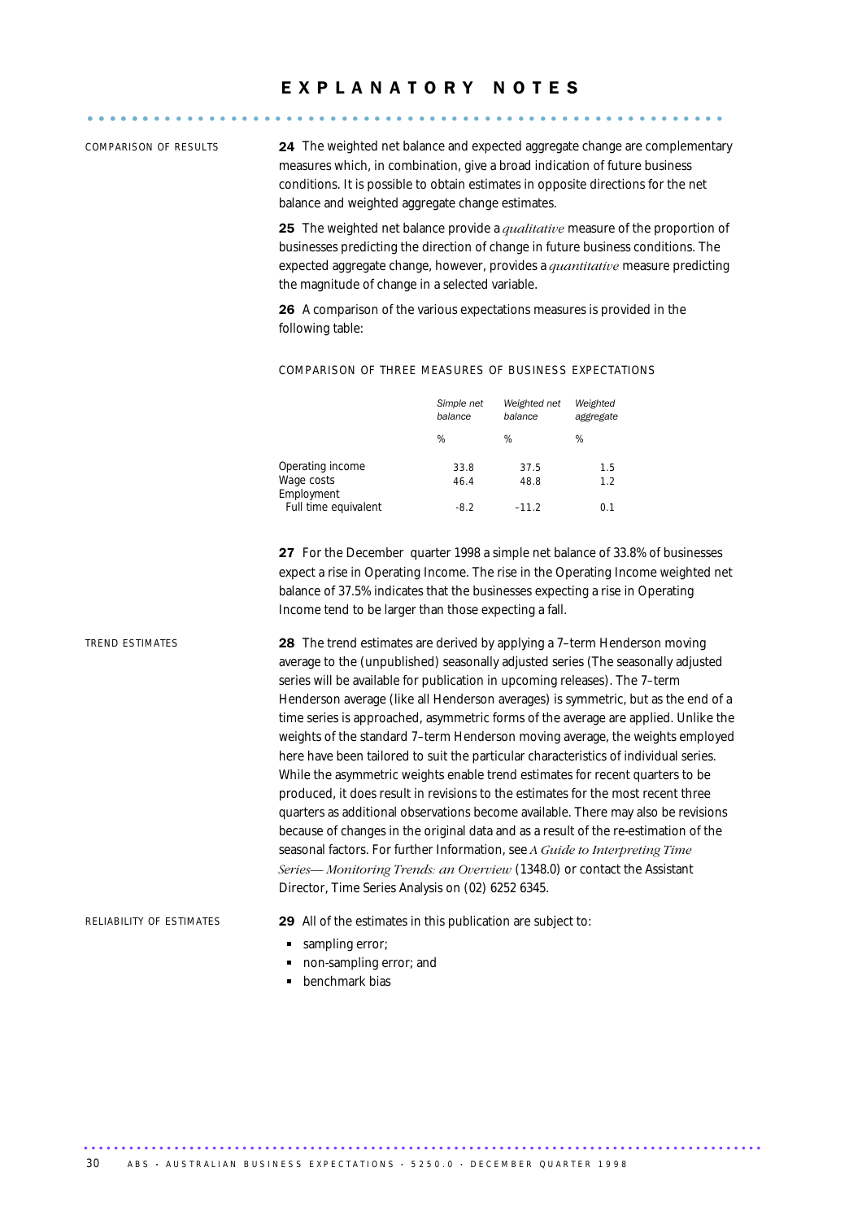# EXPLANATORY NOTES

COMPARISON OF RESULTS

**24** The weighted net balance and expected aggregate change are complementary measures which, in combination, give a broad indication of future business conditions. It is possible to obtain estimates in opposite directions for the net balance and weighted aggregate change estimates.

**25** The weighted net balance provide a *qualitative* measure of the proportion of businesses predicting the direction of change in future business conditions. The expected aggregate change, however, provides a *quantitative* measure predicting the magnitude of change in a selected variable.

**26** A comparison of the various expectations measures is provided in the following table:

COMPARISON OF THREE MEASURES OF BUSINESS EXPECTATIONS

| | *Simple net balance* | *Weighted net balance* | *Weighted aggregate* |
|---|---|---|---|
| | % | % | % |
| Operating income | 33.8 | 37.5 | 1.5 |
| Wage costs | 46.4 | 48.8 | 1.2 |
| Employment | | | |
| Full time equivalent | -8.2 | –11.2 | 0.1 |

**27** For the December quarter 1998 a simple net balance of 33.8% of businesses expect a rise in Operating Income. The rise in the Operating Income weighted net balance of 37.5% indicates that the businesses expecting a rise in Operating Income tend to be larger than those expecting a fall.

TREND ESTIMATES

**28** The trend estimates are derived by applying a 7–term Henderson moving average to the (unpublished) seasonally adjusted series (The seasonally adjusted series will be available for publication in upcoming releases). The 7–term Henderson average (like all Henderson averages) is symmetric, but as the end of a time series is approached, asymmetric forms of the average are applied. Unlike the weights of the standard 7–term Henderson moving average, the weights employed here have been tailored to suit the particular characteristics of individual series. While the asymmetric weights enable trend estimates for recent quarters to be produced, it does result in revisions to the estimates for the most recent three quarters as additional observations become available. There may also be revisions because of changes in the original data and as a result of the re-estimation of the seasonal factors. For further Information, see *A Guide to Interpreting Time Series— Monitoring Trends: an Overview* (1348.0) or contact the Assistant Director, Time Series Analysis on (02) 6252 6345.

RELIABILITY OF ESTIMATES

**29** All of the estimates in this publication are subject to:

- sampling error;
- non-sampling error; and
- benchmark bias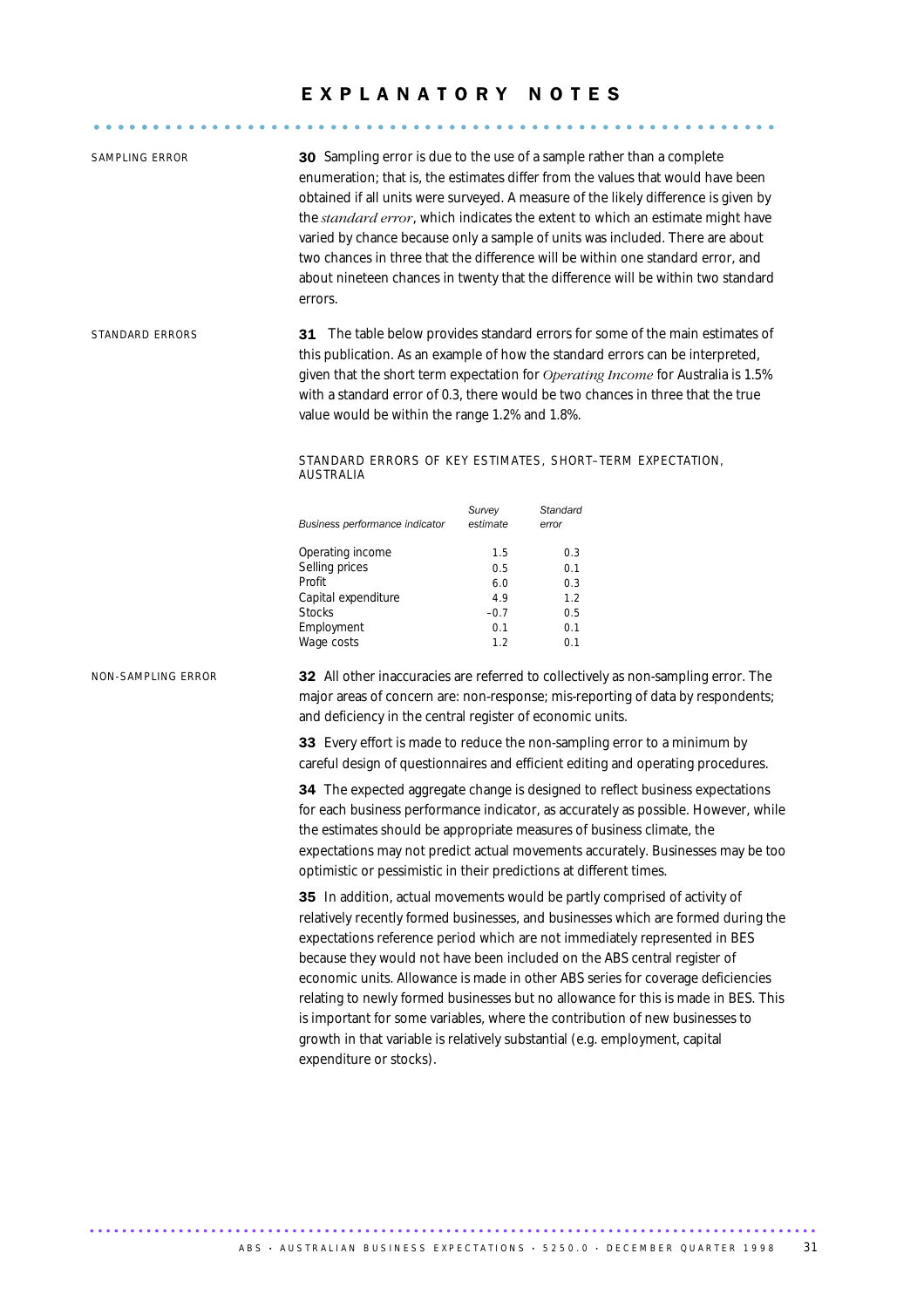# EXPLANATORY NOTES

## SAMPLING ERROR

**30** Sampling error is due to the use of a sample rather than a complete enumeration; that is, the estimates differ from the values that would have been obtained if all units were surveyed. A measure of the likely difference is given by the *standard error*, which indicates the extent to which an estimate might have varied by chance because only a sample of units was included. There are about two chances in three that the difference will be within one standard error, and about nineteen chances in twenty that the difference will be within two standard errors.

## STANDARD ERRORS

**31** The table below provides standard errors for some of the main estimates of this publication. As an example of how the standard errors can be interpreted, given that the short term expectation for *Operating Income* for Australia is 1.5% with a standard error of 0.3, there would be two chances in three that the true value would be within the range 1.2% and 1.8%.

STANDARD ERRORS OF KEY ESTIMATES, SHORT–TERM EXPECTATION, AUSTRALIA

| *Business performance indicator* | *Survey estimate* | *Standard error* |
|---|---|---|
| Operating income | 1.5 | 0.3 |
| Selling prices | 0.5 | 0.1 |
| Profit | 6.0 | 0.3 |
| Capital expenditure | 4.9 | 1.2 |
| Stocks | –0.7 | 0.5 |
| Employment | 0.1 | 0.1 |
| Wage costs | 1.2 | 0.1 |

## NON-SAMPLING ERROR

**32** All other inaccuracies are referred to collectively as non-sampling error. The major areas of concern are: non-response; mis-reporting of data by respondents; and deficiency in the central register of economic units.

**33** Every effort is made to reduce the non-sampling error to a minimum by careful design of questionnaires and efficient editing and operating procedures.

**34** The expected aggregate change is designed to reflect business expectations for each business performance indicator, as accurately as possible. However, while the estimates should be appropriate measures of business climate, the expectations may not predict actual movements accurately. Businesses may be too optimistic or pessimistic in their predictions at different times.

**35** In addition, actual movements would be partly comprised of activity of relatively recently formed businesses, and businesses which are formed during the expectations reference period which are not immediately represented in BES because they would not have been included on the ABS central register of economic units. Allowance is made in other ABS series for coverage deficiencies relating to newly formed businesses but no allowance for this is made in BES. This is important for some variables, where the contribution of new businesses to growth in that variable is relatively substantial (e.g. employment, capital expenditure or stocks).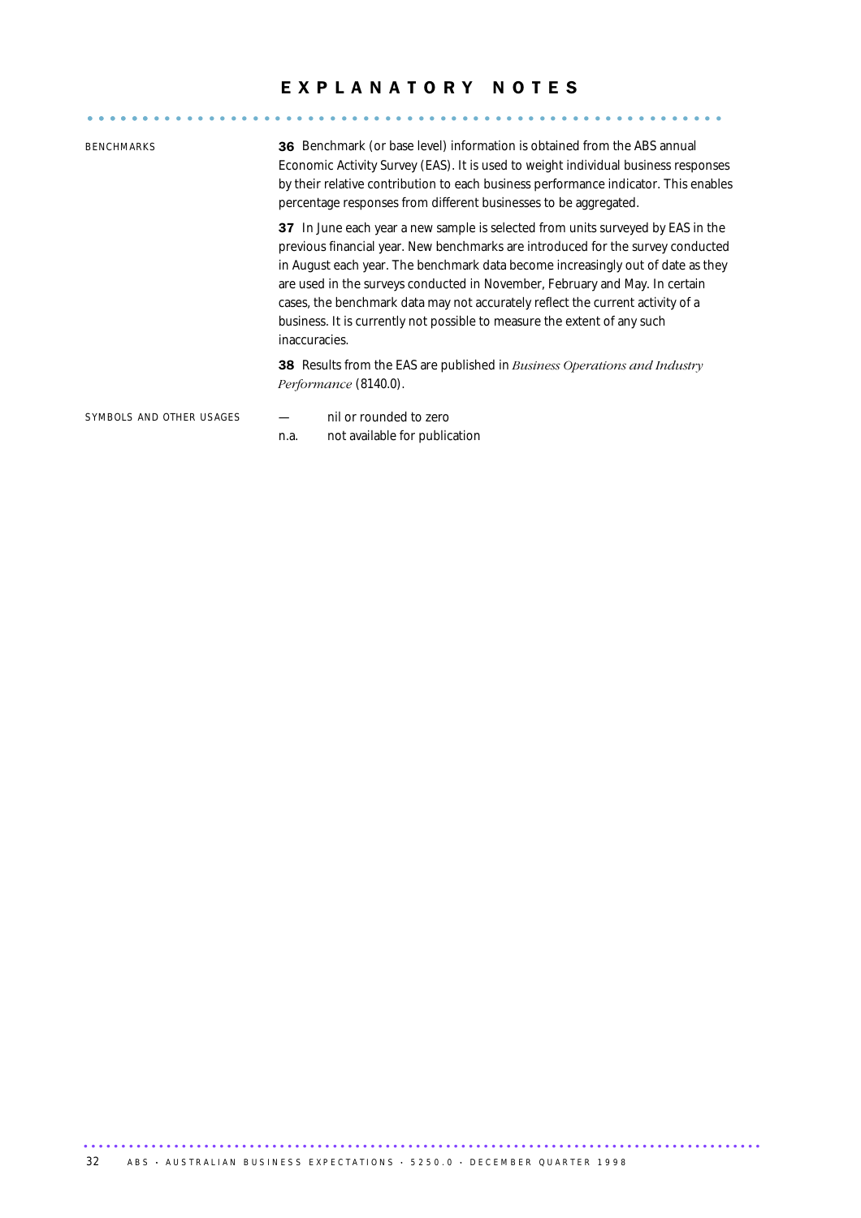# EXPLANATORY NOTES

BENCHMARKS

**36** Benchmark (or base level) information is obtained from the ABS annual Economic Activity Survey (EAS). It is used to weight individual business responses by their relative contribution to each business performance indicator. This enables percentage responses from different businesses to be aggregated.

**37** In June each year a new sample is selected from units surveyed by EAS in the previous financial year. New benchmarks are introduced for the survey conducted in August each year. The benchmark data become increasingly out of date as they are used in the surveys conducted in November, February and May. In certain cases, the benchmark data may not accurately reflect the current activity of a business. It is currently not possible to measure the extent of any such inaccuracies.

**38** Results from the EAS are published in *Business Operations and Industry Performance* (8140.0).

SYMBOLS AND OTHER USAGES

| | |
|---|---|
| — | nil or rounded to zero |
| n.a. | not available for publication |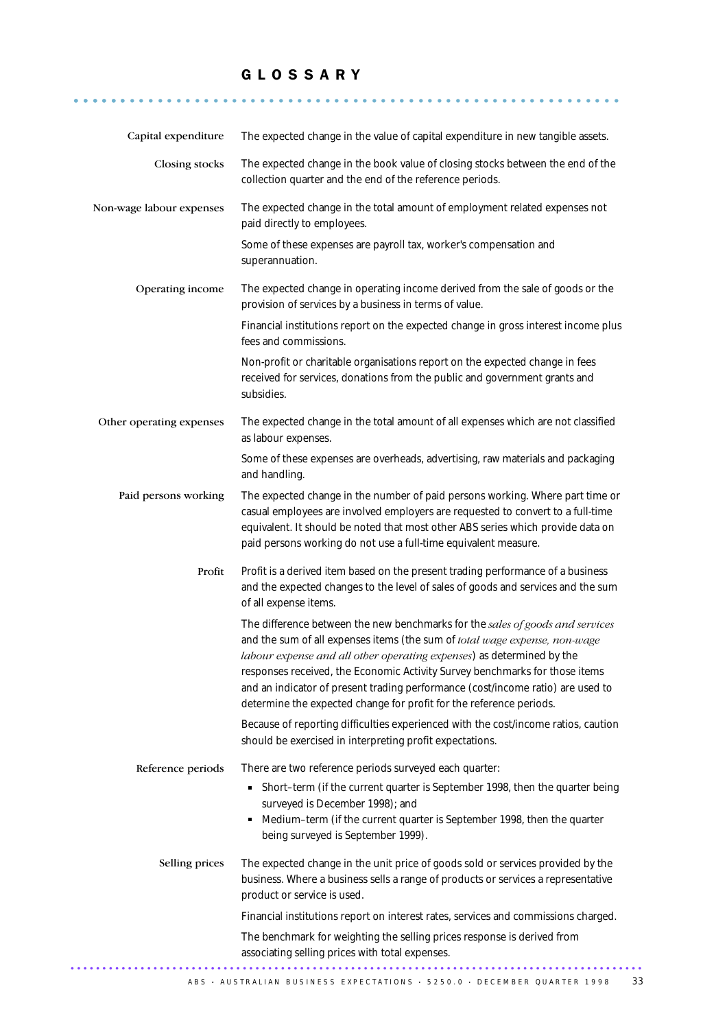# GLOSSARY

**Capital expenditure**

The expected change in the value of capital expenditure in new tangible assets.

**Closing stocks**

The expected change in the book value of closing stocks between the end of the collection quarter and the end of the reference periods.

**Non-wage labour expenses**

The expected change in the total amount of employment related expenses not paid directly to employees.

Some of these expenses are payroll tax, worker's compensation and superannuation.

**Operating income**

The expected change in operating income derived from the sale of goods or the provision of services by a business in terms of value.

Financial institutions report on the expected change in gross interest income plus fees and commissions.

Non-profit or charitable organisations report on the expected change in fees received for services, donations from the public and government grants and subsidies.

**Other operating expenses**

The expected change in the total amount of all expenses which are not classified as labour expenses.

Some of these expenses are overheads, advertising, raw materials and packaging and handling.

**Paid persons working**

The expected change in the number of paid persons working. Where part time or casual employees are involved employers are requested to convert to a full-time equivalent. It should be noted that most other ABS series which provide data on paid persons working do not use a full-time equivalent measure.

**Profit**

Profit is a derived item based on the present trading performance of a business and the expected changes to the level of sales of goods and services and the sum of all expense items.

The difference between the new benchmarks for the *sales of goods and services* and the sum of all expenses items (the sum of *total wage expense, non-wage labour expense and all other operating expenses*) as determined by the responses received, the Economic Activity Survey benchmarks for those items and an indicator of present trading performance (cost/income ratio) are used to determine the expected change for profit for the reference periods.

Because of reporting difficulties experienced with the cost/income ratios, caution should be exercised in interpreting profit expectations.

**Reference periods**

There are two reference periods surveyed each quarter:

- Short–term (if the current quarter is September 1998, then the quarter being surveyed is December 1998); and
- Medium–term (if the current quarter is September 1998, then the quarter being surveyed is September 1999).

**Selling prices**

The expected change in the unit price of goods sold or services provided by the business. Where a business sells a range of products or services a representative product or service is used.

Financial institutions report on interest rates, services and commissions charged.

The benchmark for weighting the selling prices response is derived from associating selling prices with total expenses.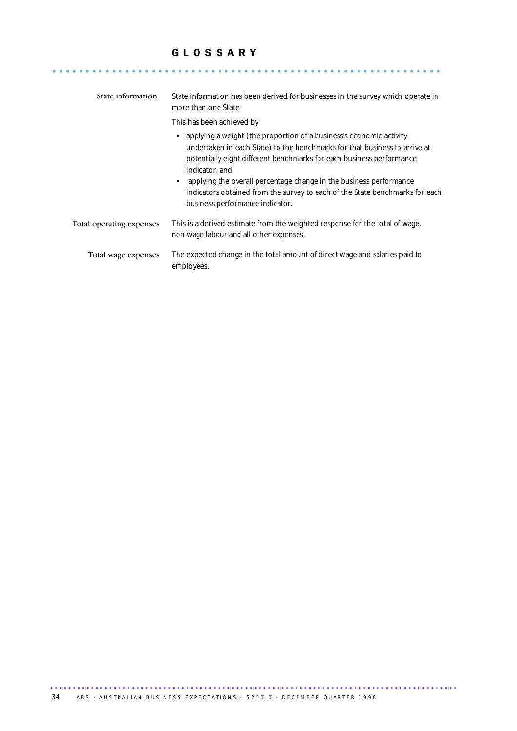# GLOSSARY

**State information**

State information has been derived for businesses in the survey which operate in more than one State.

This has been achieved by

- applying a weight (the proportion of a business's economic activity undertaken in each State) to the benchmarks for that business to arrive at potentially eight different benchmarks for each business performance indicator; and
- applying the overall percentage change in the business performance indicators obtained from the survey to each of the State benchmarks for each business performance indicator.

**Total operating expenses**

This is a derived estimate from the weighted response for the total of wage, non-wage labour and all other expenses.

**Total wage expenses**

The expected change in the total amount of direct wage and salaries paid to employees.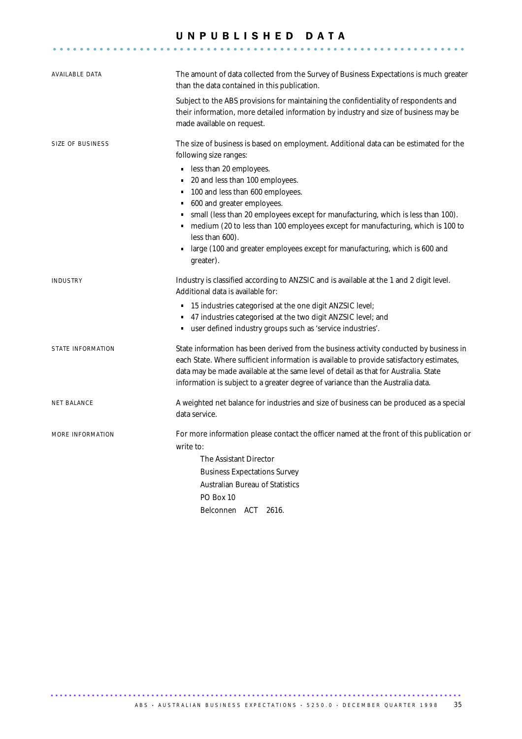# UNPUBLISHED DATA

**AVAILABLE DATA**

The amount of data collected from the Survey of Business Expectations is much greater than the data contained in this publication.

Subject to the ABS provisions for maintaining the confidentiality of respondents and their information, more detailed information by industry and size of business may be made available on request.

**SIZE OF BUSINESS**

The size of business is based on employment. Additional data can be estimated for the following size ranges:

- less than 20 employees.
- 20 and less than 100 employees.
- 100 and less than 600 employees.
- 600 and greater employees.
- small (less than 20 employees except for manufacturing, which is less than 100).
- medium (20 to less than 100 employees except for manufacturing, which is 100 to less than 600).
- large (100 and greater employees except for manufacturing, which is 600 and greater).

**INDUSTRY**

Industry is classified according to ANZSIC and is available at the 1 and 2 digit level. Additional data is available for:

- 15 industries categorised at the one digit ANZSIC level;
- 47 industries categorised at the two digit ANZSIC level; and
- user defined industry groups such as 'service industries'.

**STATE INFORMATION**

State information has been derived from the business activity conducted by business in each State. Where sufficient information is available to provide satisfactory estimates, data may be made available at the same level of detail as that for Australia. State information is subject to a greater degree of variance than the Australia data.

**NET BALANCE**

A weighted net balance for industries and size of business can be produced as a special data service.

**MORE INFORMATION**

For more information please contact the officer named at the front of this publication or write to:

The Assistant Director
Business Expectations Survey
Australian Bureau of Statistics
PO Box 10
Belconnen ACT 2616.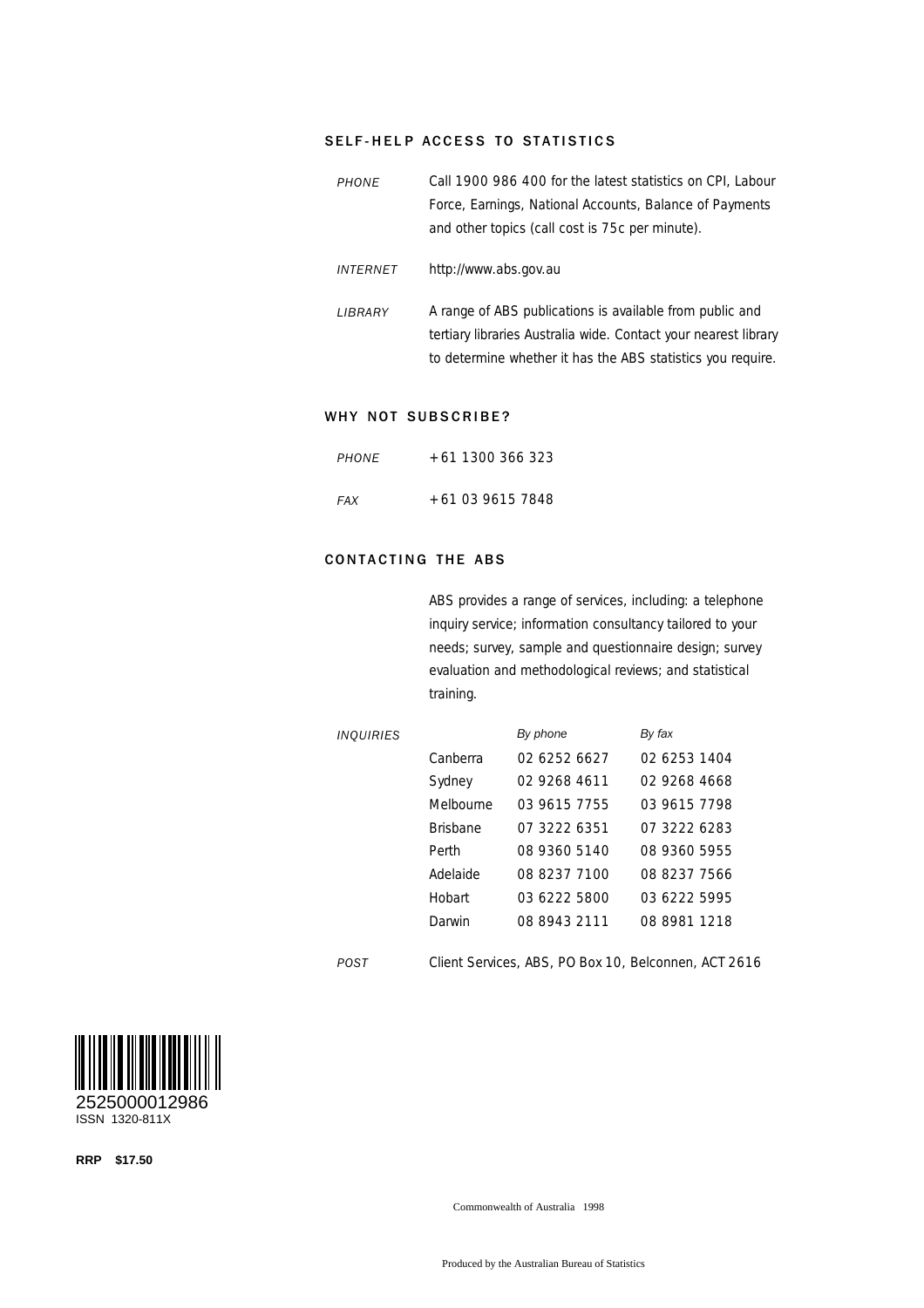## SELF-HELP ACCESS TO STATISTICS

*PHONE* Call 1900 986 400 for the latest statistics on CPI, Labour Force, Earnings, National Accounts, Balance of Payments and other topics (call cost is 75c per minute).

*INTERNET* http://www.abs.gov.au

*LIBRARY* A range of ABS publications is available from public and tertiary libraries Australia wide. Contact your nearest library to determine whether it has the ABS statistics you require.

## WHY NOT SUBSCRIBE?

*PHONE* +61 1300 366 323

*FAX* +61 03 9615 7848

## CONTACTING THE ABS

ABS provides a range of services, including: a telephone inquiry service; information consultancy tailored to your needs; survey, sample and questionnaire design; survey evaluation and methodological reviews; and statistical training.

*INQUIRIES*

| | *By phone* | *By fax* |
|---|---|---|
| Canberra | 02 6252 6627 | 02 6253 1404 |
| Sydney | 02 9268 4611 | 02 9268 4668 |
| Melbourne | 03 9615 7755 | 03 9615 7798 |
| Brisbane | 07 3222 6351 | 07 3222 6283 |
| Perth | 08 9360 5140 | 08 9360 5955 |
| Adelaide | 08 8237 7100 | 08 8237 7566 |
| Hobart | 03 6222 5800 | 03 6222 5995 |
| Darwin | 08 8943 2111 | 08 8981 1218 |

*POST* Client Services, ABS, PO Box 10, Belconnen, ACT 2616

2525000012986
ISSN 1320-811X

**RRP $17.50**

Commonwealth of Australia 1998

Produced by the Australian Bureau of Statistics